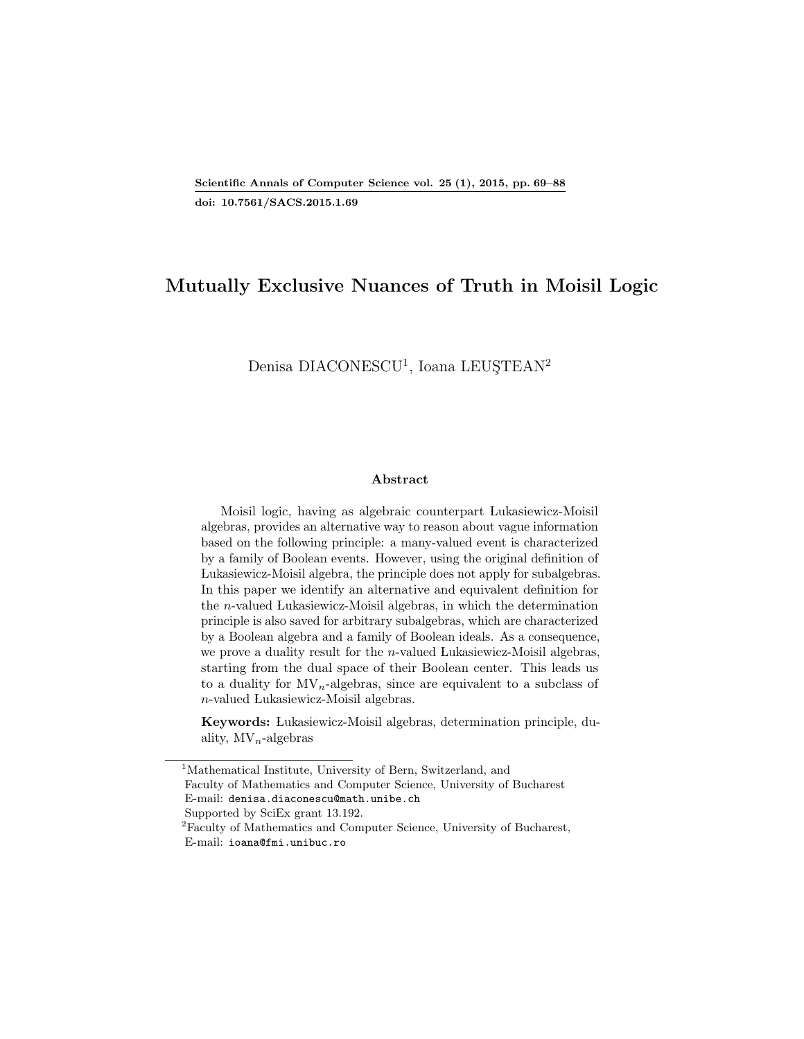# Mutually Exclusive Nuances of Truth in Moisil Logic

Denisa DIACONESCU[1], Ioana LEUŞTEAN[2]

### Abstract

Moisil logic, having as algebraic counterpart Łukasiewicz-Moisil algebras, provides an alternative way to reason about vague information based on the following principle: a many-valued event is characterized by a family of Boolean events. However, using the original definition of Łukasiewicz-Moisil algebra, the principle does not apply for subalgebras. In this paper we identify an alternative and equivalent definition for the $n$-valued Łukasiewicz-Moisil algebras, in which the determination principle is also saved for arbitrary subalgebras, which are characterized by a Boolean algebra and a family of Boolean ideals. As a consequence, we prove a duality result for the $n$-valued Łukasiewicz-Moisil algebras, starting from the dual space of their Boolean center. This leads us to a duality for $MV_n$-algebras, since are equivalent to a subclass of $n$-valued Łukasiewicz-Moisil algebras.

**Keywords:** Łukasiewicz-Moisil algebras, determination principle, duality, $MV_n$-algebras

---

[1] Mathematical Institute, University of Bern, Switzerland, and Faculty of Mathematics and Computer Science, University of Bucharest E-mail: denisa.diaconescu@math.unibe.ch Supported by SciEx grant 13.192.

[2] Faculty of Mathematics and Computer Science, University of Bucharest, E-mail: ioana@fmi.unibuc.ro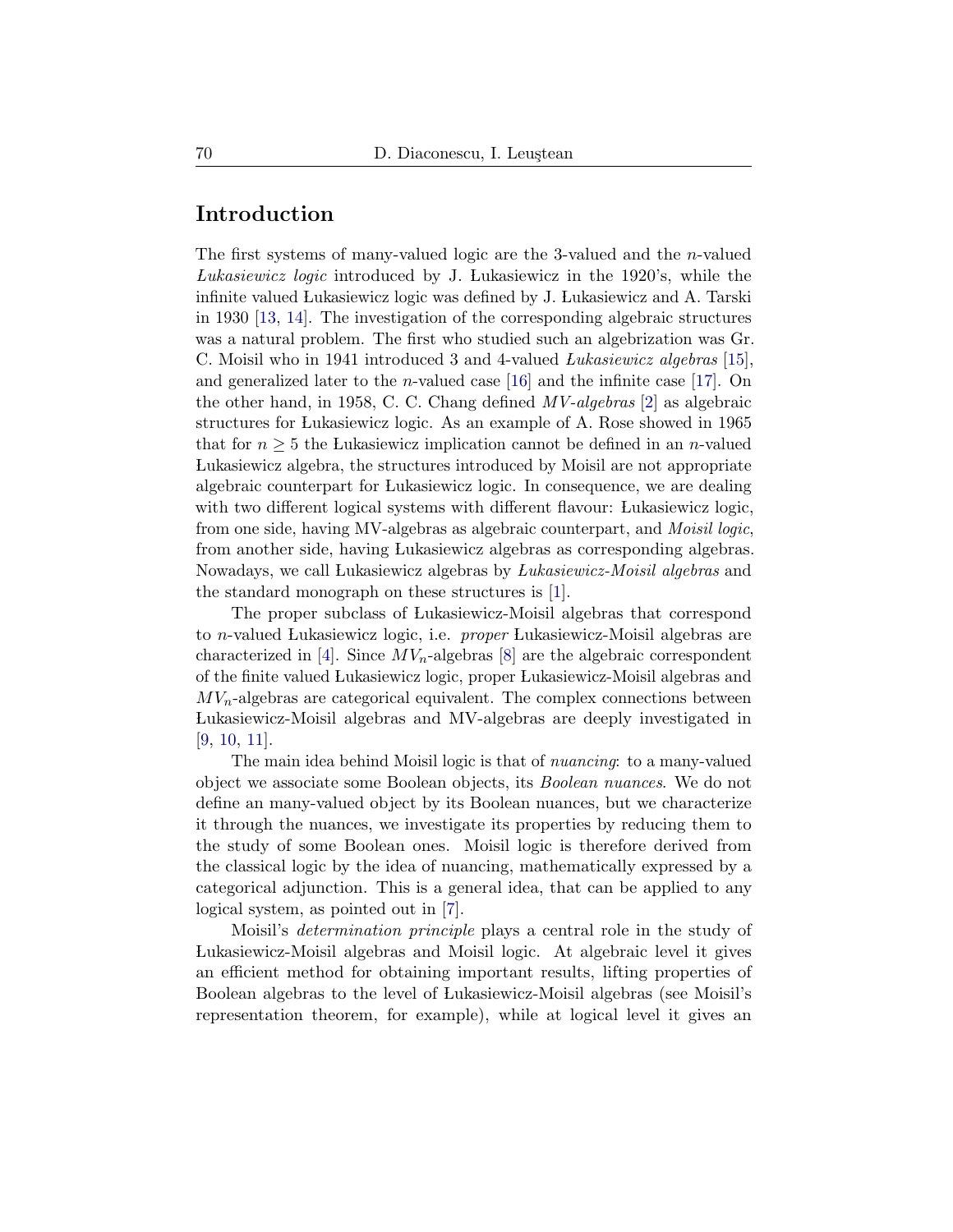## Introduction

The first systems of many-valued logic are the 3-valued and the $n$-valued *Łukasiewicz logic* introduced by J. Łukasiewicz in the 1920's, while the infinite valued Łukasiewicz logic was defined by J. Łukasiewicz and A. Tarski in 1930 [13, 14]. The investigation of the corresponding algebraic structures was a natural problem. The first who studied such an algebrization was Gr. C. Moisil who in 1941 introduced 3 and 4-valued *Łukasiewicz algebras* [15], and generalized later to the $n$-valued case [16] and the infinite case [17]. On the other hand, in 1958, C. C. Chang defined *MV-algebras* [2] as algebraic structures for Łukasiewicz logic. As an example of A. Rose showed in 1965 that for $n \geq 5$ the Łukasiewicz implication cannot be defined in an $n$-valued Łukasiewicz algebra, the structures introduced by Moisil are not appropriate algebraic counterpart for Łukasiewicz logic. In consequence, we are dealing with two different logical systems with different flavour: Łukasiewicz logic, from one side, having MV-algebras as algebraic counterpart, and *Moisil logic*, from another side, having Łukasiewicz algebras as corresponding algebras. Nowadays, we call Łukasiewicz algebras by *Łukasiewicz-Moisil algebras* and the standard monograph on these structures is [1].

The proper subclass of Łukasiewicz-Moisil algebras that correspond to $n$-valued Łukasiewicz logic, i.e. *proper* Łukasiewicz-Moisil algebras are characterized in [4]. Since $MV_n$-algebras [8] are the algebraic correspondent of the finite valued Łukasiewicz logic, proper Łukasiewicz-Moisil algebras and $MV_n$-algebras are categorical equivalent. The complex connections between Łukasiewicz-Moisil algebras and MV-algebras are deeply investigated in [9, 10, 11].

The main idea behind Moisil logic is that of *nuancing*: to a many-valued object we associate some Boolean objects, its *Boolean nuances*. We do not define an many-valued object by its Boolean nuances, but we characterize it through the nuances, we investigate its properties by reducing them to the study of some Boolean ones. Moisil logic is therefore derived from the classical logic by the idea of nuancing, mathematically expressed by a categorical adjunction. This is a general idea, that can be applied to any logical system, as pointed out in [7].

Moisil's *determination principle* plays a central role in the study of Łukasiewicz-Moisil algebras and Moisil logic. At algebraic level it gives an efficient method for obtaining important results, lifting properties of Boolean algebras to the level of Łukasiewicz-Moisil algebras (see Moisil's representation theorem, for example), while at logical level it gives an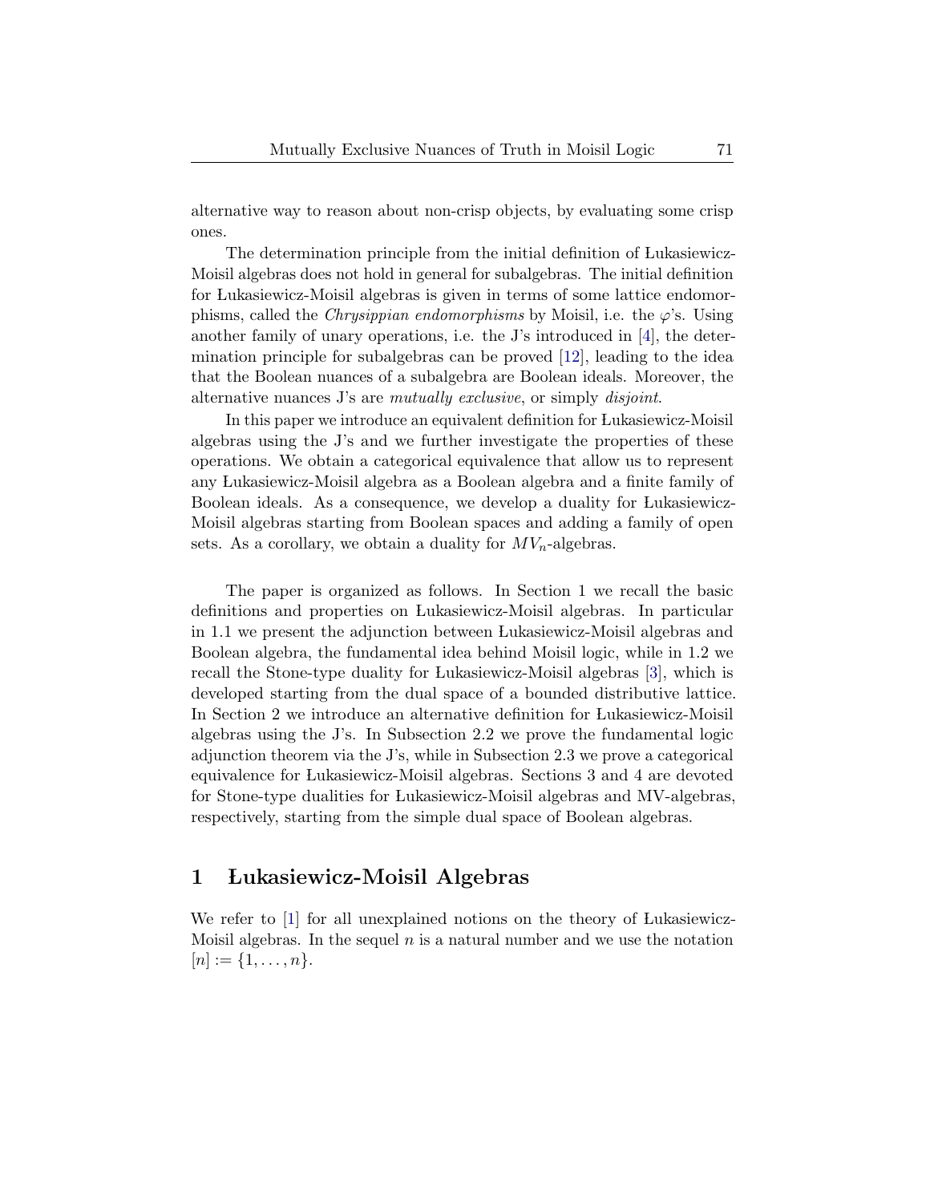alternative way to reason about non-crisp objects, by evaluating some crisp ones.

The determination principle from the initial definition of Łukasiewicz-Moisil algebras does not hold in general for subalgebras. The initial definition for Łukasiewicz-Moisil algebras is given in terms of some lattice endomorphisms, called the *Chrysippian endomorphisms* by Moisil, i.e. the $\varphi$'s. Using another family of unary operations, i.e. the J's introduced in [4], the determination principle for subalgebras can be proved [12], leading to the idea that the Boolean nuances of a subalgebra are Boolean ideals. Moreover, the alternative nuances J's are *mutually exclusive*, or simply *disjoint*.

In this paper we introduce an equivalent definition for Łukasiewicz-Moisil algebras using the J's and we further investigate the properties of these operations. We obtain a categorical equivalence that allow us to represent any Łukasiewicz-Moisil algebra as a Boolean algebra and a finite family of Boolean ideals. As a consequence, we develop a duality for Łukasiewicz-Moisil algebras starting from Boolean spaces and adding a family of open sets. As a corollary, we obtain a duality for $MV_n$-algebras.

The paper is organized as follows. In Section 1 we recall the basic definitions and properties on Łukasiewicz-Moisil algebras. In particular in 1.1 we present the adjunction between Łukasiewicz-Moisil algebras and Boolean algebra, the fundamental idea behind Moisil logic, while in 1.2 we recall the Stone-type duality for Łukasiewicz-Moisil algebras [3], which is developed starting from the dual space of a bounded distributive lattice. In Section 2 we introduce an alternative definition for Łukasiewicz-Moisil algebras using the J's. In Subsection 2.2 we prove the fundamental logic adjunction theorem via the J's, while in Subsection 2.3 we prove a categorical equivalence for Łukasiewicz-Moisil algebras. Sections 3 and 4 are devoted for Stone-type dualities for Łukasiewicz-Moisil algebras and MV-algebras, respectively, starting from the simple dual space of Boolean algebras.

# 1 Łukasiewicz-Moisil Algebras

We refer to [1] for all unexplained notions on the theory of Łukasiewicz-Moisil algebras. In the sequel $n$ is a natural number and we use the notation $[n] := \{1, \ldots, n\}$.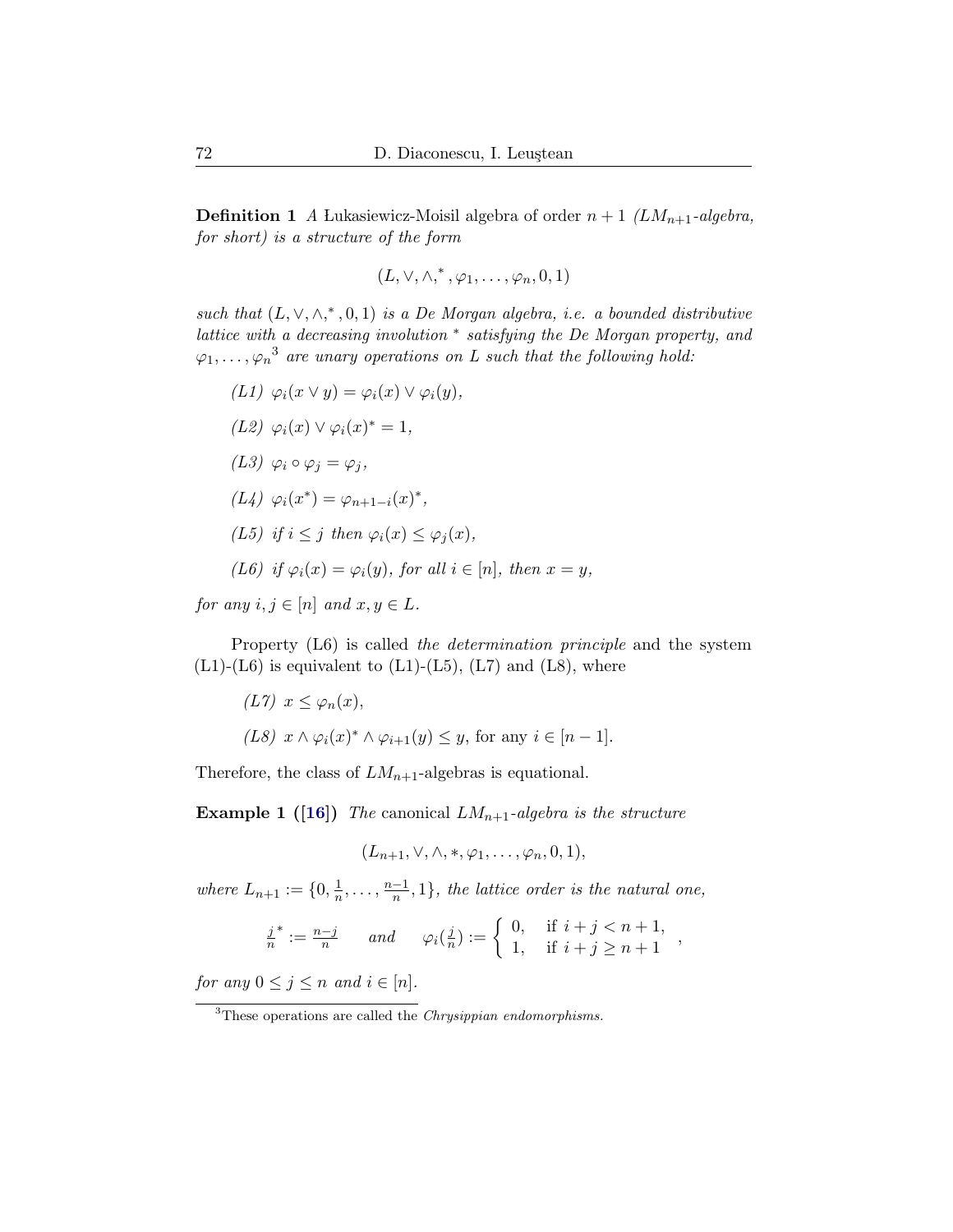**Definition 1** *A* Łukasiewicz-Moisil algebra of order $n+1$ *($LM_{n+1}$-algebra, for short) is a structure of the form*

$$(L, \vee, \wedge, ^*, \varphi_1, \dots, \varphi_n, 0, 1)$$

*such that $(L, \vee, \wedge, ^*, 0, 1)$ is a De Morgan algebra, i.e. a bounded distributive lattice with a decreasing involution $^*$ satisfying the De Morgan property, and $\varphi_1, \dots, \varphi_n$[3] are unary operations on $L$ such that the following hold:*

- *(L1)* $\varphi_i(x \vee y) = \varphi_i(x) \vee \varphi_i(y)$,
- *(L2)* $\varphi_i(x) \vee \varphi_i(x)^* = 1$,
- *(L3)* $\varphi_i \circ \varphi_j = \varphi_j$,
- *(L4)* $\varphi_i(x^*) = \varphi_{n+1-i}(x)^*$,
- *(L5) if* $i \leq j$ *then* $\varphi_i(x) \leq \varphi_j(x)$,
- *(L6) if* $\varphi_i(x) = \varphi_i(y)$, *for all* $i \in [n]$, *then* $x = y$,

*for any $i, j \in [n]$ and $x, y \in L$.*

Property (L6) is called *the determination principle* and the system (L1)-(L6) is equivalent to (L1)-(L5), (L7) and (L8), where

- *(L7)* $x \leq \varphi_n(x)$,
- *(L8)* $x \wedge \varphi_i(x)^* \wedge \varphi_{i+1}(y) \leq y$, for any $i \in [n-1]$.

Therefore, the class of $LM_{n+1}$-algebras is equational.

**Example 1 ([16])** *The* canonical $LM_{n+1}$*-algebra is the structure*

$$(L_{n+1}, \vee, \wedge, *, \varphi_1, \dots, \varphi_n, 0, 1),$$

*where $L_{n+1} := \{0, \frac{1}{n}, \dots, \frac{n-1}{n}, 1\}$, the lattice order is the natural one,*

$$\frac{j}{n}^* := \frac{n-j}{n} \qquad \text{and} \qquad \varphi_i(\tfrac{j}{n}) := \begin{cases} 0, & \text{if } i+j < n+1, \\ 1, & \text{if } i+j \geq n+1 \end{cases},$$

*for any $0 \leq j \leq n$ and $i \in [n]$.*

[3] These operations are called the *Chrysippian endomorphisms.*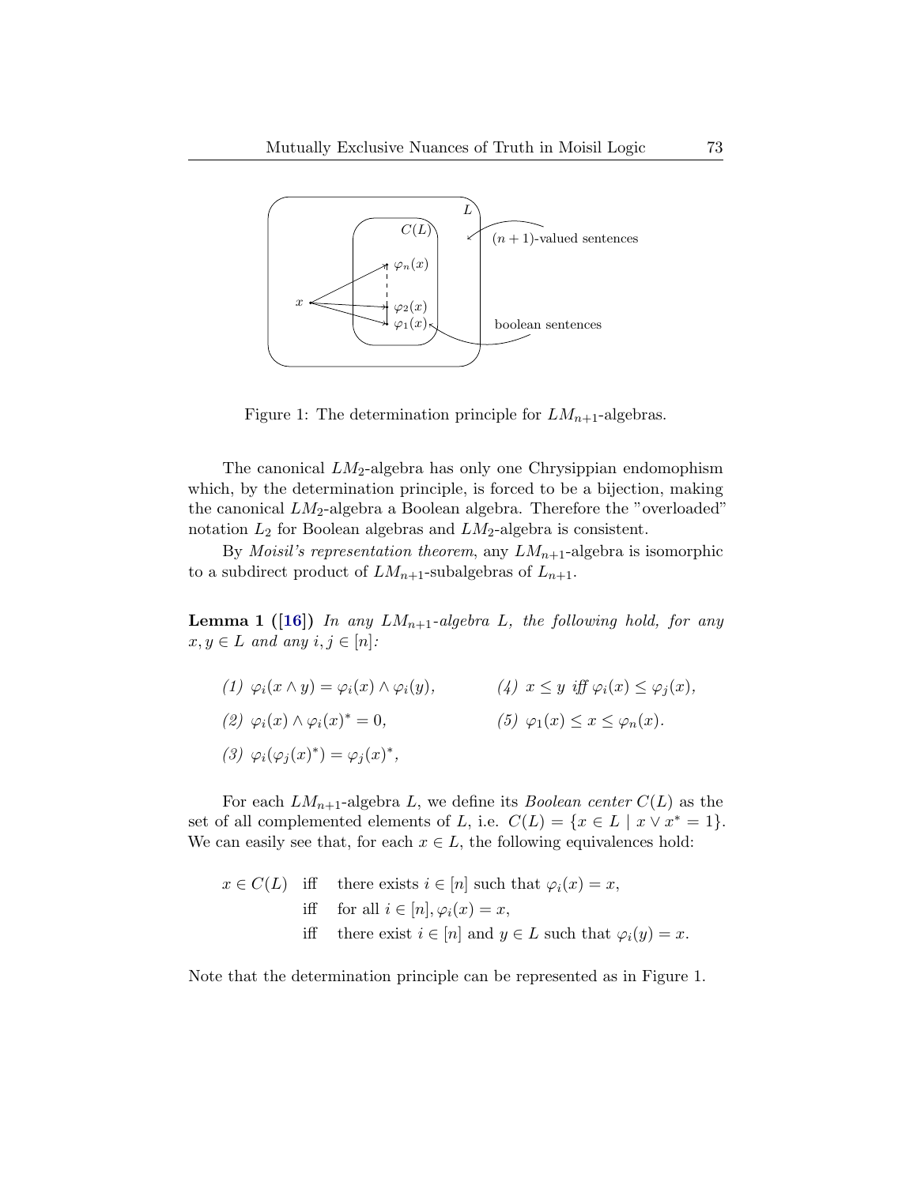Figure 1: The determination principle for $LM_{n+1}$-algebras.

The canonical $LM_2$-algebra has only one Chrysippian endomophism which, by the determination principle, is forced to be a bijection, making the canonical $LM_2$-algebra a Boolean algebra. Therefore the "overloaded" notation $L_2$ for Boolean algebras and $LM_2$-algebra is consistent.

By *Moisil's representation theorem*, any $LM_{n+1}$-algebra is isomorphic to a subdirect product of $LM_{n+1}$-subalgebras of $L_{n+1}$.

**Lemma 1 ([16])** *In any $LM_{n+1}$-algebra $L$, the following hold, for any $x, y \in L$ and any $i, j \in [n]$:*

*(1)* $\varphi_i(x \wedge y) = \varphi_i(x) \wedge \varphi_i(y)$,

*(2)* $\varphi_i(x) \wedge \varphi_i(x)^* = 0$,

*(3)* $\varphi_i(\varphi_j(x)^*) = \varphi_j(x)^*$,

*(4)* $x \leq y$ *iff* $\varphi_i(x) \leq \varphi_j(x)$,

*(5)* $\varphi_1(x) \leq x \leq \varphi_n(x)$.

For each $LM_{n+1}$-algebra $L$, we define its *Boolean center* $C(L)$ as the set of all complemented elements of $L$, i.e. $C(L) = \{x \in L \mid x \vee x^* = 1\}$. We can easily see that, for each $x \in L$, the following equivalences hold:

$$
\begin{aligned}
x \in C(L) \quad &\text{iff} \quad \text{there exists } i \in [n] \text{ such that } \varphi_i(x) = x, \\
&\text{iff} \quad \text{for all } i \in [n], \varphi_i(x) = x, \\
&\text{iff} \quad \text{there exist } i \in [n] \text{ and } y \in L \text{ such that } \varphi_i(y) = x.
\end{aligned}
$$

Note that the determination principle can be represented as in Figure 1.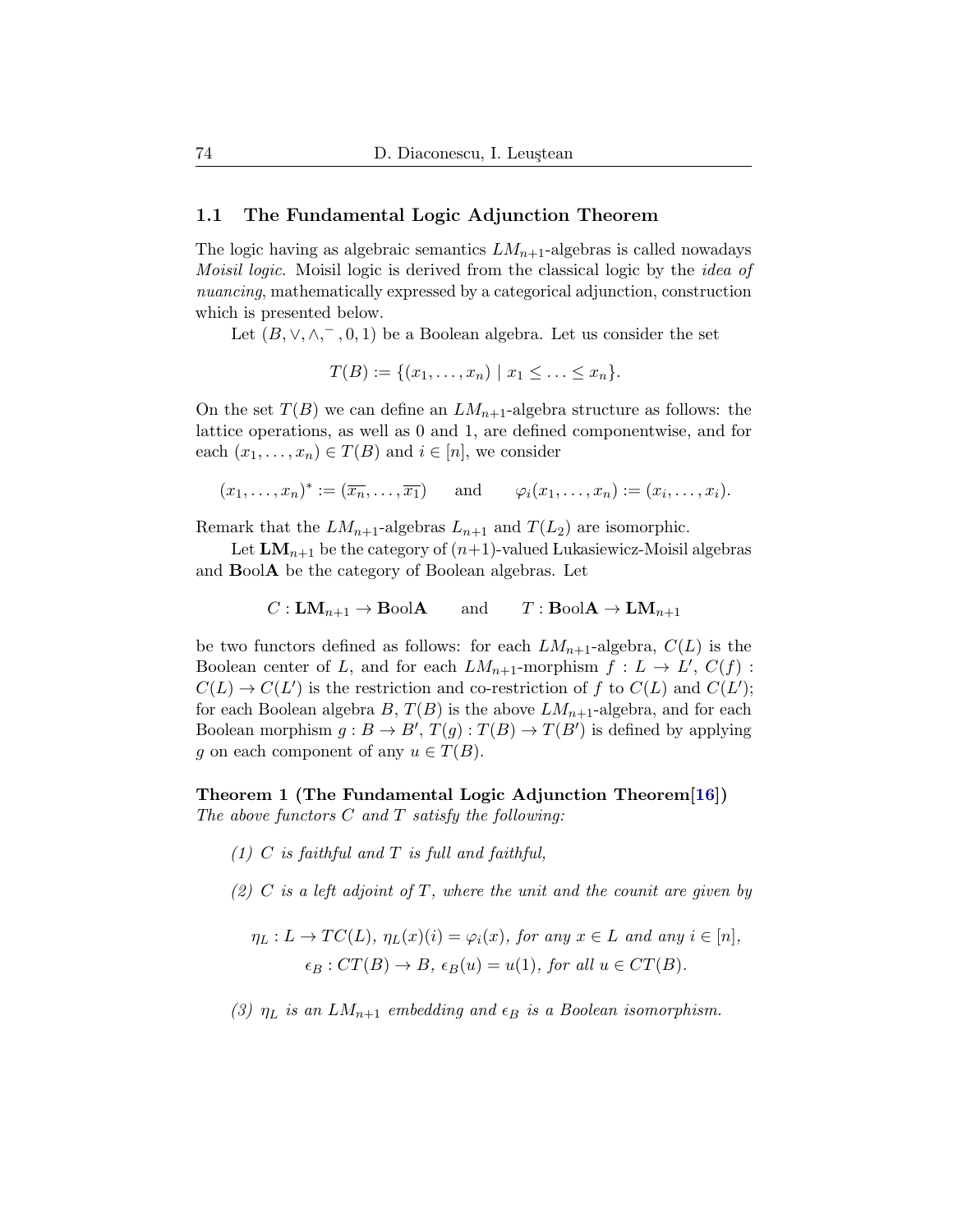### 1.1 The Fundamental Logic Adjunction Theorem

The logic having as algebraic semantics $LM_{n+1}$-algebras is called nowadays *Moisil logic*. Moisil logic is derived from the classical logic by the *idea of nuancing*, mathematically expressed by a categorical adjunction, construction which is presented below.

Let $(B, \vee, \wedge, ^-, 0, 1)$ be a Boolean algebra. Let us consider the set

$$T(B) := \{(x_1, \ldots, x_n) \mid x_1 \leq \ldots \leq x_n\}.$$

On the set $T(B)$ we can define an $LM_{n+1}$-algebra structure as follows: the lattice operations, as well as 0 and 1, are defined componentwise, and for each $(x_1, \ldots, x_n) \in T(B)$ and $i \in [n]$, we consider

$$(x_1, \ldots, x_n)^* := (\overline{x_n}, \ldots, \overline{x_1}) \qquad \text{and} \qquad \varphi_i(x_1, \ldots, x_n) := (x_i, \ldots, x_i).$$

Remark that the $LM_{n+1}$-algebras $L_{n+1}$ and $T(L_2)$ are isomorphic.

Let $\mathbf{LM}_{n+1}$ be the category of $(n+1)$-valued Łukasiewicz-Moisil algebras and $\mathbf{B}\text{ool}\mathbf{A}$ be the category of Boolean algebras. Let

$$C : \mathbf{LM}_{n+1} \to \mathbf{B}\text{ool}\mathbf{A} \qquad \text{and} \qquad T : \mathbf{B}\text{ool}\mathbf{A} \to \mathbf{LM}_{n+1}$$

be two functors defined as follows: for each $LM_{n+1}$-algebra, $C(L)$ is the Boolean center of $L$, and for each $LM_{n+1}$-morphism $f : L \to L'$, $C(f) : C(L) \to C(L')$ is the restriction and co-restriction of $f$ to $C(L)$ and $C(L')$; for each Boolean algebra $B$, $T(B)$ is the above $LM_{n+1}$-algebra, and for each Boolean morphism $g : B \to B'$, $T(g) : T(B) \to T(B')$ is defined by applying $g$ on each component of any $u \in T(B)$.

**Theorem 1 (The Fundamental Logic Adjunction Theorem[16])** *The above functors $C$ and $T$ satisfy the following:*

- *(1) $C$ is faithful and $T$ is full and faithful,*
- *(2) $C$ is a left adjoint of $T$, where the unit and the counit are given by*

$$\eta_L : L \to TC(L),\ \eta_L(x)(i) = \varphi_i(x), \text{ for any } x \in L \text{ and any } i \in [n],$$
$$\epsilon_B : CT(B) \to B,\ \epsilon_B(u) = u(1), \text{ for all } u \in CT(B).$$

- *(3) $\eta_L$ is an $LM_{n+1}$ embedding and $\epsilon_B$ is a Boolean isomorphism.*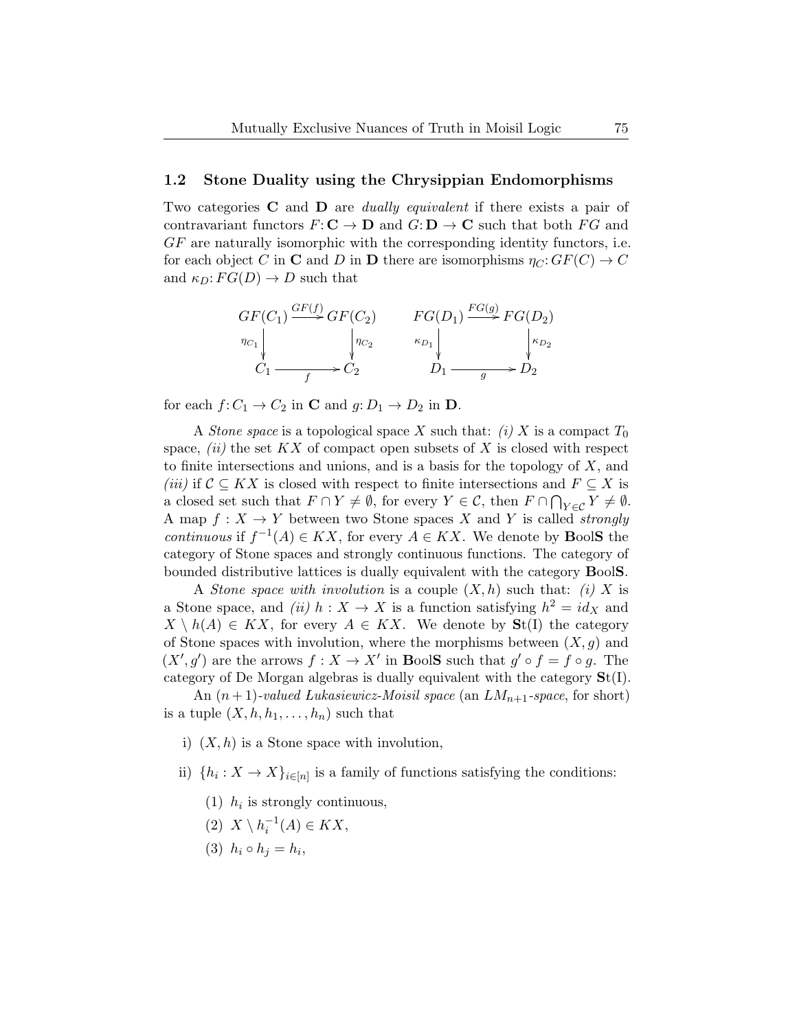### 1.2 Stone Duality using the Chrysippian Endomorphisms

Two categories $\mathbf{C}$ and $\mathbf{D}$ are *dually equivalent* if there exists a pair of contravariant functors $F\colon \mathbf{C} \to \mathbf{D}$ and $G\colon \mathbf{D} \to \mathbf{C}$ such that both $FG$ and $GF$ are naturally isomorphic with the corresponding identity functors, i.e. for each object $C$ in $\mathbf{C}$ and $D$ in $\mathbf{D}$ there are isomorphisms $\eta_C\colon GF(C) \to C$ and $\kappa_D\colon FG(D) \to D$ such that

$$
\begin{array}{ccc}
GF(C_1) & \xrightarrow{GF(f)} & GF(C_2) \\
\downarrow{\scriptstyle \eta_{C_1}} & & \downarrow{\scriptstyle \eta_{C_2}} \\
C_1 & \xrightarrow[f]{} & C_2
\end{array}
\qquad
\begin{array}{ccc}
FG(D_1) & \xrightarrow{FG(g)} & FG(D_2) \\
\downarrow{\scriptstyle \kappa_{D_1}} & & \downarrow{\scriptstyle \kappa_{D_2}} \\
D_1 & \xrightarrow[g]{} & D_2
\end{array}
$$

for each $f\colon C_1 \to C_2$ in $\mathbf{C}$ and $g\colon D_1 \to D_2$ in $\mathbf{D}$.

A *Stone space* is a topological space $X$ such that: *(i)* $X$ is a compact $T_0$ space, *(ii)* the set $KX$ of compact open subsets of $X$ is closed with respect to finite intersections and unions, and is a basis for the topology of $X$, and *(iii)* if $\mathcal{C} \subseteq KX$ is closed with respect to finite intersections and $F \subseteq X$ is a closed set such that $F \cap Y \neq \emptyset$, for every $Y \in \mathcal{C}$, then $F \cap \bigcap_{Y \in \mathcal{C}} Y \neq \emptyset$. A map $f : X \to Y$ between two Stone spaces $X$ and $Y$ is called *strongly continuous* if $f^{-1}(A) \in KX$, for every $A \in KX$. We denote by $\mathbf{B}\text{ool}\mathbf{S}$ the category of Stone spaces and strongly continuous functions. The category of bounded distributive lattices is dually equivalent with the category $\mathbf{B}\text{ool}\mathbf{S}$.

A *Stone space with involution* is a couple $(X, h)$ such that: *(i)* $X$ is a Stone space, and *(ii)* $h : X \to X$ is a function satisfying $h^2 = id_X$ and $X \setminus h(A) \in KX$, for every $A \in KX$. We denote by $\mathbf{S}\text{t}(\text{I})$ the category of Stone spaces with involution, where the morphisms between $(X, g)$ and $(X', g')$ are the arrows $f : X \to X'$ in $\mathbf{B}\text{ool}\mathbf{S}$ such that $g' \circ f = f \circ g$. The category of De Morgan algebras is dually equivalent with the category $\mathbf{S}\text{t}(\text{I})$.

An $(n+1)$*-valued Lukasiewicz-Moisil space* (an $LM_{n+1}$*-space*, for short) is a tuple $(X, h, h_1, \ldots, h_n)$ such that

i) $(X, h)$ is a Stone space with involution,

ii) $\{h_i : X \to X\}_{i \in [n]}$ is a family of functions satisfying the conditions:

   (1) $h_i$ is strongly continuous,

   (2) $X \setminus h_i^{-1}(A) \in KX$,

   (3) $h_i \circ h_j = h_i$,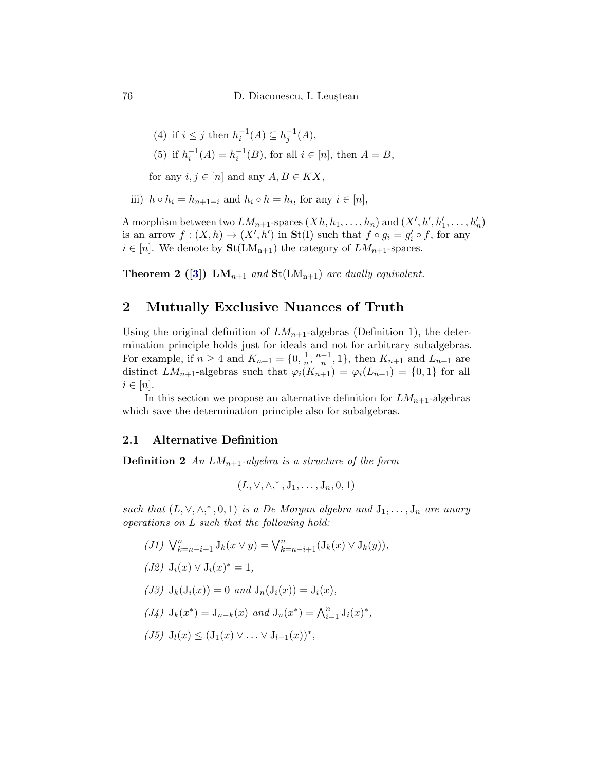(4) if $i \leq j$ then $h_i^{-1}(A) \subseteq h_j^{-1}(A)$,

(5) if $h_i^{-1}(A) = h_i^{-1}(B)$, for all $i \in [n]$, then $A = B$,

for any $i, j \in [n]$ and any $A, B \in KX$,

iii) $h \circ h_i = h_{n+1-i}$ and $h_i \circ h = h_i$, for any $i \in [n]$,

A morphism between two $LM_{n+1}$-spaces $(Xh, h_1, \ldots, h_n)$ and $(X', h', h'_1, \ldots, h'_n)$ is an arrow $f : (X, h) \to (X', h')$ in $\mathbf{S}\mathrm{t}(\mathrm{I})$ such that $f \circ g_i = g'_i \circ f$, for any $i \in [n]$. We denote by $\mathbf{S}\mathrm{t}(\mathrm{LM_{n+1}})$ the category of $LM_{n+1}$-spaces.

**Theorem 2 ([3])** *$\mathbf{LM}_{n+1}$ and $\mathbf{S}\mathrm{t}(\mathrm{LM_{n+1}})$ are dually equivalent.*

## 2 Mutually Exclusive Nuances of Truth

Using the original definition of $LM_{n+1}$-algebras (Definition 1), the determination principle holds just for ideals and not for arbitrary subalgebras. For example, if $n \geq 4$ and $K_{n+1} = \{0, \frac{1}{n}, \frac{n-1}{n}, 1\}$, then $K_{n+1}$ and $L_{n+1}$ are distinct $LM_{n+1}$-algebras such that $\varphi_i(K_{n+1}) = \varphi_i(L_{n+1}) = \{0, 1\}$ for all $i \in [n]$.

In this section we propose an alternative definition for $LM_{n+1}$-algebras which save the determination principle also for subalgebras.

### 2.1 Alternative Definition

**Definition 2** *An $LM_{n+1}$-algebra is a structure of the form*

$$(L, \vee, \wedge, ^*, \mathrm{J}_1, \ldots, \mathrm{J}_n, 0, 1)$$

*such that $(L, \vee, \wedge, ^*, 0, 1)$ is a De Morgan algebra and $\mathrm{J}_1, \ldots, \mathrm{J}_n$ are unary operations on $L$ such that the following hold:*

*(J1)* $\bigvee_{k=n-i+1}^{n} \mathrm{J}_k(x \vee y) = \bigvee_{k=n-i+1}^{n} (\mathrm{J}_k(x) \vee \mathrm{J}_k(y))$,

*(J2)* $\mathrm{J}_i(x) \vee \mathrm{J}_i(x)^* = 1$,

*(J3)* $\mathrm{J}_k(\mathrm{J}_i(x)) = 0$ *and* $\mathrm{J}_n(\mathrm{J}_i(x)) = \mathrm{J}_i(x)$,

*(J4)* $\mathrm{J}_k(x^*) = \mathrm{J}_{n-k}(x)$ *and* $\mathrm{J}_n(x^*) = \bigwedge_{i=1}^{n} \mathrm{J}_i(x)^*$,

*(J5)* $\mathrm{J}_l(x) \leq (\mathrm{J}_1(x) \vee \ldots \vee \mathrm{J}_{l-1}(x))^*$,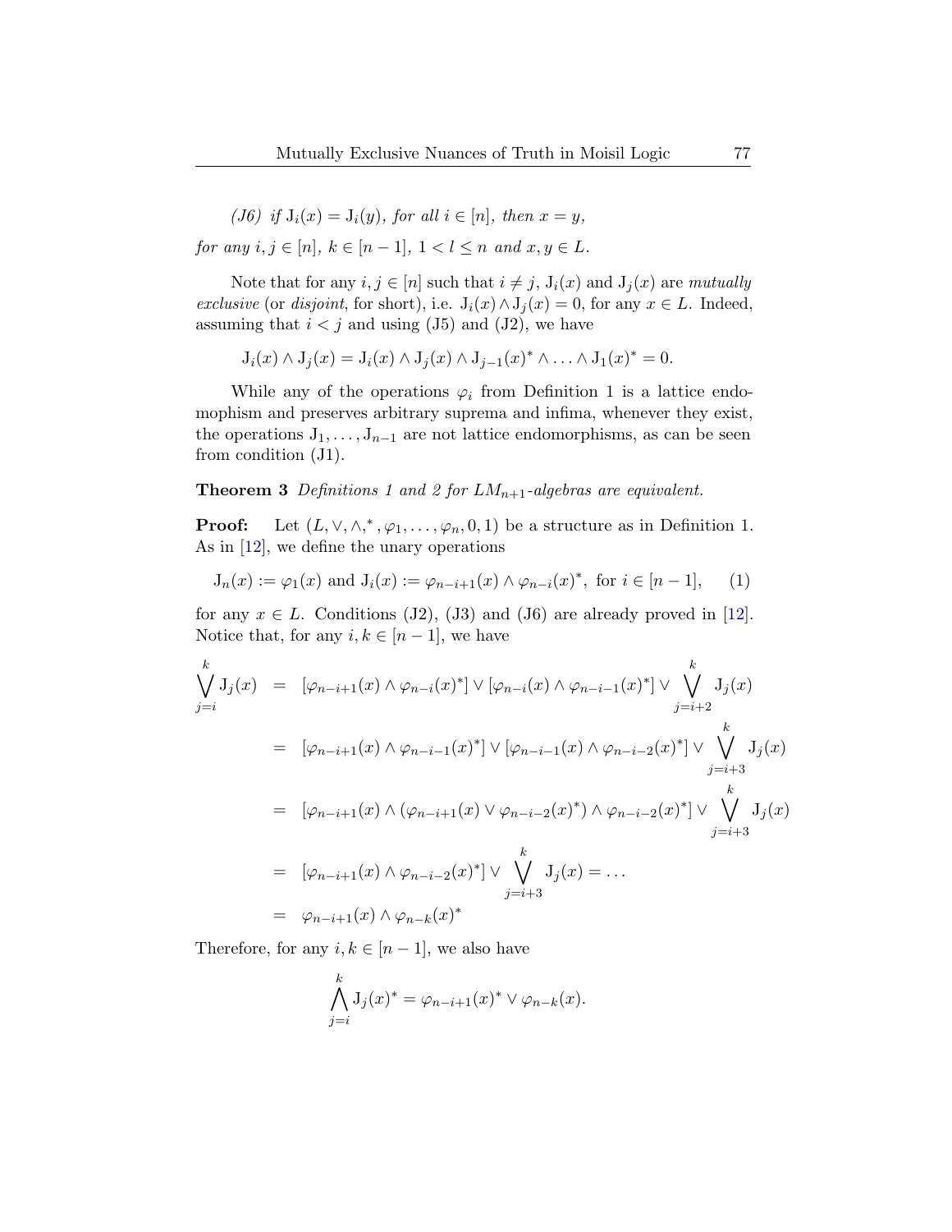*(J6) if* $\mathrm{J}_i(x) = \mathrm{J}_i(y)$*, for all* $i \in [n]$*, then* $x = y$*,*

*for any* $i, j \in [n]$*,* $k \in [n-1]$*,* $1 < l \leq n$ *and* $x, y \in L$*.*

Note that for any $i, j \in [n]$ such that $i \neq j$, $\mathrm{J}_i(x)$ and $\mathrm{J}_j(x)$ are *mutually exclusive* (or *disjoint*, for short), i.e. $\mathrm{J}_i(x) \wedge \mathrm{J}_j(x) = 0$, for any $x \in L$. Indeed, assuming that $i < j$ and using (J5) and (J2), we have

$$\mathrm{J}_i(x) \wedge \mathrm{J}_j(x) = \mathrm{J}_i(x) \wedge \mathrm{J}_j(x) \wedge \mathrm{J}_{j-1}(x)^* \wedge \ldots \wedge \mathrm{J}_1(x)^* = 0.$$

While any of the operations $\varphi_i$ from Definition 1 is a lattice endomophism and preserves arbitrary suprema and infima, whenever they exist, the operations $\mathrm{J}_1, \ldots, \mathrm{J}_{n-1}$ are not lattice endomorphisms, as can be seen from condition (J1).

**Theorem 3** *Definitions 1 and 2 for* $LM_{n+1}$*-algebras are equivalent.*

**Proof:** Let $(L, \vee, \wedge, {}^*, \varphi_1, \ldots, \varphi_n, 0, 1)$ be a structure as in Definition 1. As in [12], we define the unary operations

$$\mathrm{J}_n(x) := \varphi_1(x) \text{ and } \mathrm{J}_i(x) := \varphi_{n-i+1}(x) \wedge \varphi_{n-i}(x)^*, \text{ for } i \in [n-1], \qquad (1)$$

for any $x \in L$. Conditions (J2), (J3) and (J6) are already proved in [12]. Notice that, for any $i, k \in [n-1]$, we have

$$\begin{aligned}
\bigvee_{j=i}^{k} \mathrm{J}_j(x) &= [\varphi_{n-i+1}(x) \wedge \varphi_{n-i}(x)^*] \vee [\varphi_{n-i}(x) \wedge \varphi_{n-i-1}(x)^*] \vee \bigvee_{j=i+2}^{k} \mathrm{J}_j(x) \\
&= [\varphi_{n-i+1}(x) \wedge \varphi_{n-i-1}(x)^*] \vee [\varphi_{n-i-1}(x) \wedge \varphi_{n-i-2}(x)^*] \vee \bigvee_{j=i+3}^{k} \mathrm{J}_j(x) \\
&= [\varphi_{n-i+1}(x) \wedge (\varphi_{n-i+1}(x) \vee \varphi_{n-i-2}(x)^*) \wedge \varphi_{n-i-2}(x)^*] \vee \bigvee_{j=i+3}^{k} \mathrm{J}_j(x) \\
&= [\varphi_{n-i+1}(x) \wedge \varphi_{n-i-2}(x)^*] \vee \bigvee_{j=i+3}^{k} \mathrm{J}_j(x) = \ldots \\
&= \varphi_{n-i+1}(x) \wedge \varphi_{n-k}(x)^*
\end{aligned}$$

Therefore, for any $i, k \in [n-1]$, we also have

$$\bigwedge_{j=i}^{k} \mathrm{J}_j(x)^* = \varphi_{n-i+1}(x)^* \vee \varphi_{n-k}(x).$$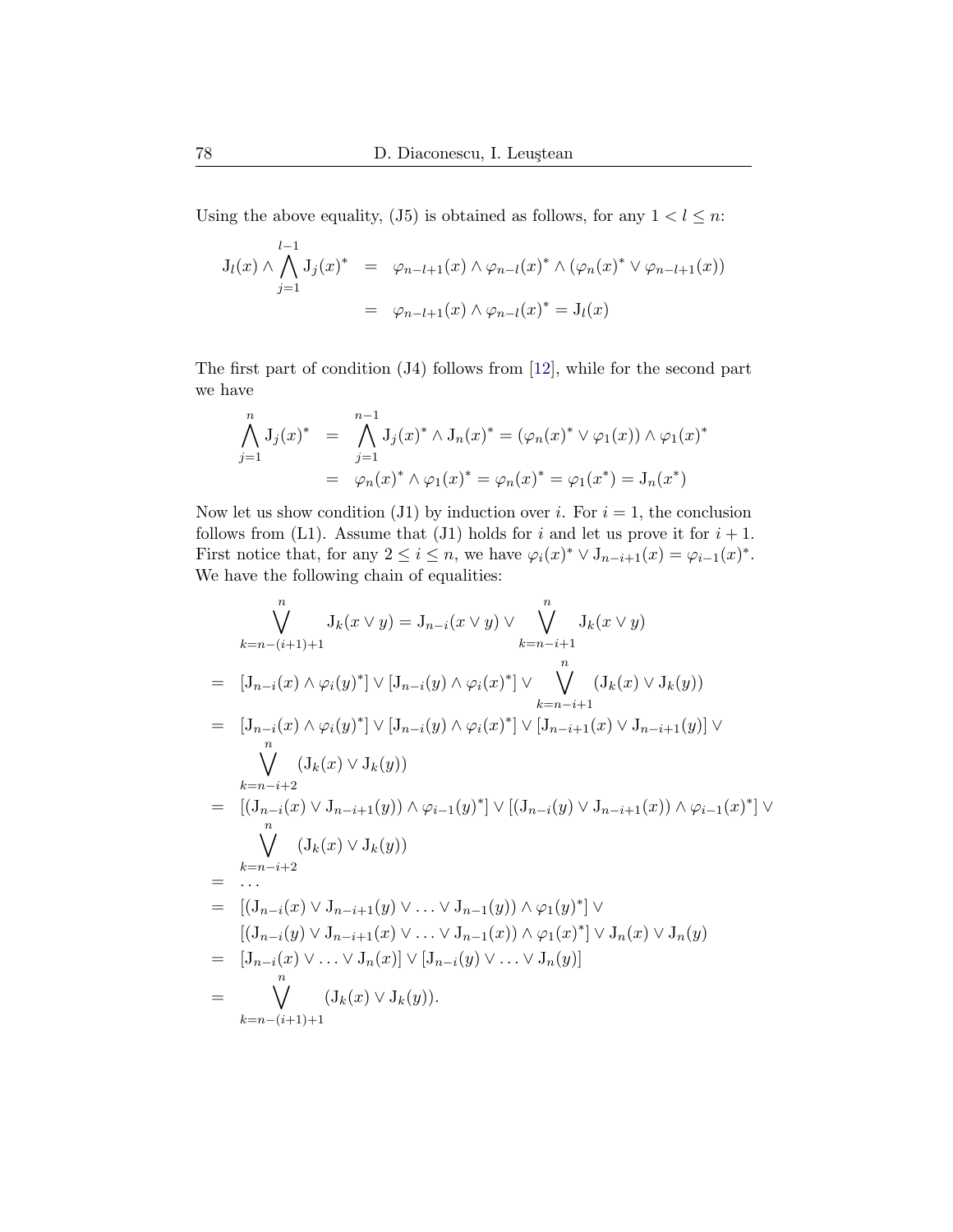Using the above equality, (J5) is obtained as follows, for any $1 < l \leq n$:

$$
\begin{aligned}
\mathrm{J}_l(x) \wedge \bigwedge_{j=1}^{l-1} \mathrm{J}_j(x)^* &= \varphi_{n-l+1}(x) \wedge \varphi_{n-l}(x)^* \wedge (\varphi_n(x)^* \vee \varphi_{n-l+1}(x)) \\
&= \varphi_{n-l+1}(x) \wedge \varphi_{n-l}(x)^* = \mathrm{J}_l(x)
\end{aligned}
$$

The first part of condition (J4) follows from [12], while for the second part we have

$$
\begin{aligned}
\bigwedge_{j=1}^{n} \mathrm{J}_j(x)^* &= \bigwedge_{j=1}^{n-1} \mathrm{J}_j(x)^* \wedge \mathrm{J}_n(x)^* = (\varphi_n(x)^* \vee \varphi_1(x)) \wedge \varphi_1(x)^* \\
&= \varphi_n(x)^* \wedge \varphi_1(x)^* = \varphi_n(x)^* = \varphi_1(x^*) = \mathrm{J}_n(x^*)
\end{aligned}
$$

Now let us show condition (J1) by induction over $i$. For $i = 1$, the conclusion follows from (L1). Assume that (J1) holds for $i$ and let us prove it for $i+1$. First notice that, for any $2 \leq i \leq n$, we have $\varphi_i(x)^* \vee \mathrm{J}_{n-i+1}(x) = \varphi_{i-1}(x)^*$. We have the following chain of equalities:

$$
\begin{aligned}
& \bigvee_{k=n-(i+1)+1}^{n} \mathrm{J}_k(x \vee y) = \mathrm{J}_{n-i}(x \vee y) \vee \bigvee_{k=n-i+1}^{n} \mathrm{J}_k(x \vee y) \\
= \;& [\mathrm{J}_{n-i}(x) \wedge \varphi_i(y)^*] \vee [\mathrm{J}_{n-i}(y) \wedge \varphi_i(x)^*] \vee \bigvee_{k=n-i+1}^{n} (\mathrm{J}_k(x) \vee \mathrm{J}_k(y)) \\
= \;& [\mathrm{J}_{n-i}(x) \wedge \varphi_i(y)^*] \vee [\mathrm{J}_{n-i}(y) \wedge \varphi_i(x)^*] \vee [\mathrm{J}_{n-i+1}(x) \vee \mathrm{J}_{n-i+1}(y)] \vee \\
& \bigvee_{k=n-i+2}^{n} (\mathrm{J}_k(x) \vee \mathrm{J}_k(y)) \\
= \;& [(\mathrm{J}_{n-i}(x) \vee \mathrm{J}_{n-i+1}(y)) \wedge \varphi_{i-1}(y)^*] \vee [(\mathrm{J}_{n-i}(y) \vee \mathrm{J}_{n-i+1}(x)) \wedge \varphi_{i-1}(x)^*] \vee \\
& \bigvee_{k=n-i+2}^{n} (\mathrm{J}_k(x) \vee \mathrm{J}_k(y)) \\
= \;& \ldots \\
= \;& [(\mathrm{J}_{n-i}(x) \vee \mathrm{J}_{n-i+1}(y) \vee \ldots \vee \mathrm{J}_{n-1}(y)) \wedge \varphi_1(y)^*] \vee \\
& [(\mathrm{J}_{n-i}(y) \vee \mathrm{J}_{n-i+1}(x) \vee \ldots \vee \mathrm{J}_{n-1}(x)) \wedge \varphi_1(x)^*] \vee \mathrm{J}_n(x) \vee \mathrm{J}_n(y) \\
= \;& [\mathrm{J}_{n-i}(x) \vee \ldots \vee \mathrm{J}_n(x)] \vee [\mathrm{J}_{n-i}(y) \vee \ldots \vee \mathrm{J}_n(y)] \\
= \;& \bigvee_{k=n-(i+1)+1}^{n} (\mathrm{J}_k(x) \vee \mathrm{J}_k(y)).
\end{aligned}
$$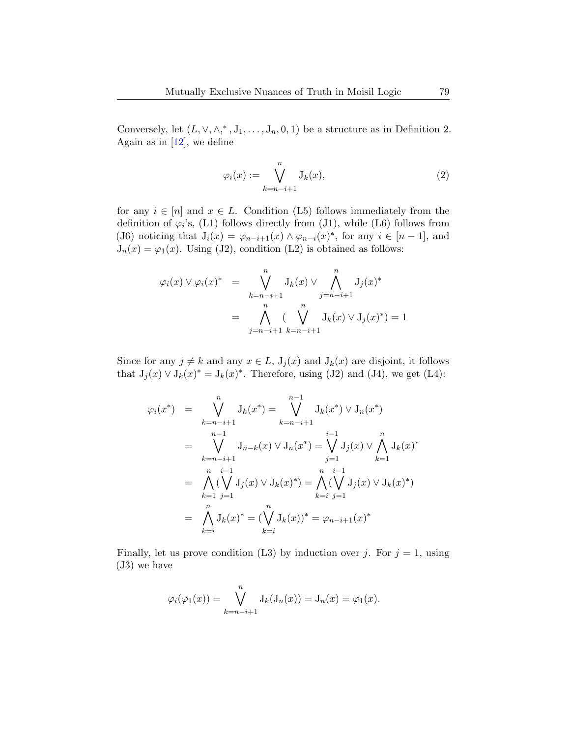Conversely, let $(L, \vee, \wedge, ^*, \mathrm{J}_1, \ldots, \mathrm{J}_n, 0, 1)$ be a structure as in Definition 2. Again as in [12], we define

$$\varphi_i(x) := \bigvee_{k=n-i+1}^{n} \mathrm{J}_k(x), \tag{2}$$

for any $i \in [n]$ and $x \in L$. Condition (L5) follows immediately from the definition of $\varphi_i$'s, (L1) follows directly from (J1), while (L6) follows from (J6) noticing that $\mathrm{J}_i(x) = \varphi_{n-i+1}(x) \wedge \varphi_{n-i}(x)^*$, for any $i \in [n-1]$, and $\mathrm{J}_n(x) = \varphi_1(x)$. Using (J2), condition (L2) is obtained as follows:

$$\begin{aligned}
\varphi_i(x) \vee \varphi_i(x)^* &= \bigvee_{k=n-i+1}^{n} \mathrm{J}_k(x) \vee \bigwedge_{j=n-i+1}^{n} \mathrm{J}_j(x)^* \\
&= \bigwedge_{j=n-i+1}^{n} ( \bigvee_{k=n-i+1}^{n} \mathrm{J}_k(x) \vee \mathrm{J}_j(x)^*) = 1
\end{aligned}$$

Since for any $j \neq k$ and any $x \in L$, $\mathrm{J}_j(x)$ and $\mathrm{J}_k(x)$ are disjoint, it follows that $\mathrm{J}_j(x) \vee \mathrm{J}_k(x)^* = \mathrm{J}_k(x)^*$. Therefore, using (J2) and (J4), we get (L4):

$$\begin{aligned}
\varphi_i(x^*) &= \bigvee_{k=n-i+1}^{n} \mathrm{J}_k(x^*) = \bigvee_{k=n-i+1}^{n-1} \mathrm{J}_k(x^*) \vee \mathrm{J}_n(x^*) \\
&= \bigvee_{k=n-i+1}^{n-1} \mathrm{J}_{n-k}(x) \vee \mathrm{J}_n(x^*) = \bigvee_{j=1}^{i-1} \mathrm{J}_j(x) \vee \bigwedge_{k=1}^{n} \mathrm{J}_k(x)^* \\
&= \bigwedge_{k=1}^{n} ( \bigvee_{j=1}^{i-1} \mathrm{J}_j(x) \vee \mathrm{J}_k(x)^*) = \bigwedge_{k=i}^{n} ( \bigvee_{j=1}^{i-1} \mathrm{J}_j(x) \vee \mathrm{J}_k(x)^*) \\
&= \bigwedge_{k=i}^{n} \mathrm{J}_k(x)^* = ( \bigvee_{k=i}^{n} \mathrm{J}_k(x))^* = \varphi_{n-i+1}(x)^*
\end{aligned}$$

Finally, let us prove condition (L3) by induction over $j$. For $j = 1$, using (J3) we have

$$\varphi_i(\varphi_1(x)) = \bigvee_{k=n-i+1}^{n} \mathrm{J}_k(\mathrm{J}_n(x)) = \mathrm{J}_n(x) = \varphi_1(x).$$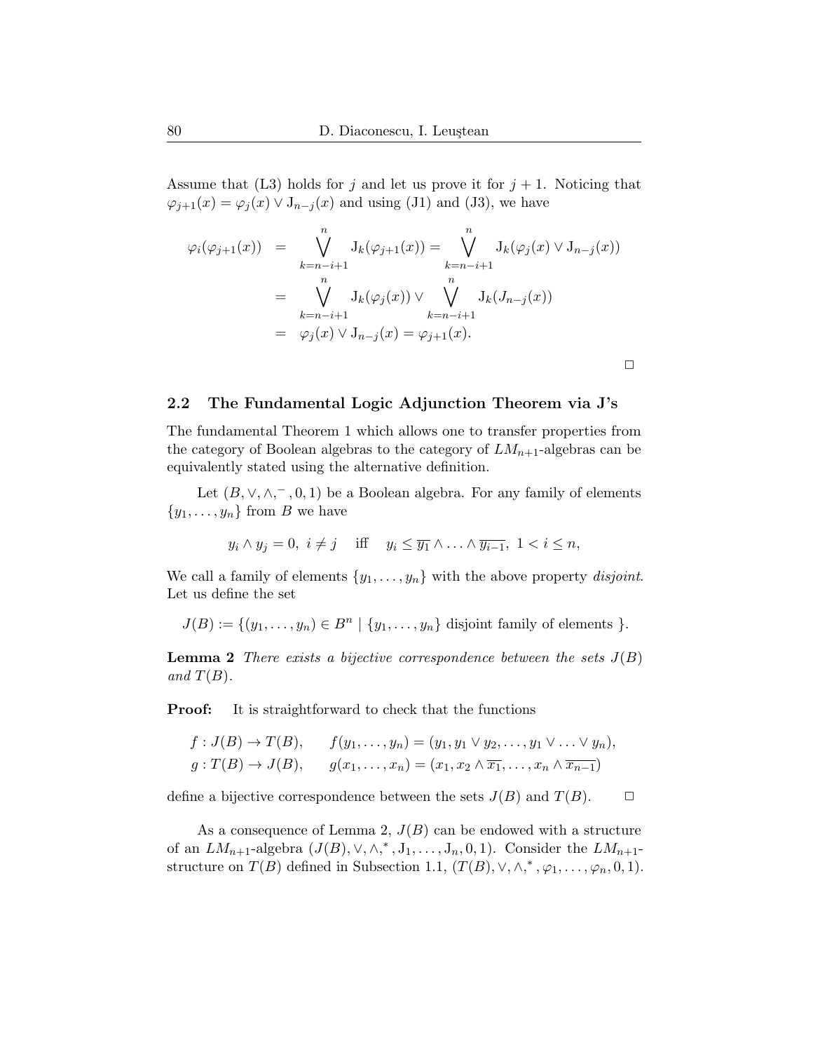Assume that (L3) holds for $j$ and let us prove it for $j+1$. Noticing that $\varphi_{j+1}(x) = \varphi_j(x) \vee \mathrm{J}_{n-j}(x)$ and using (J1) and (J3), we have

$$
\begin{aligned}
\varphi_i(\varphi_{j+1}(x)) &= \bigvee_{k=n-i+1}^{n} \mathrm{J}_k(\varphi_{j+1}(x)) = \bigvee_{k=n-i+1}^{n} \mathrm{J}_k(\varphi_j(x) \vee \mathrm{J}_{n-j}(x)) \\
&= \bigvee_{k=n-i+1}^{n} \mathrm{J}_k(\varphi_j(x)) \vee \bigvee_{k=n-i+1}^{n} \mathrm{J}_k(J_{n-j}(x)) \\
&= \varphi_j(x) \vee \mathrm{J}_{n-j}(x) = \varphi_{j+1}(x).
\end{aligned}
$$

□

## 2.2 The Fundamental Logic Adjunction Theorem via J's

The fundamental Theorem 1 which allows one to transfer properties from the category of Boolean algebras to the category of $LM_{n+1}$-algebras can be equivalently stated using the alternative definition.

Let $(B, \vee, \wedge, ^{-}, 0, 1)$ be a Boolean algebra. For any family of elements $\{y_1, \ldots, y_n\}$ from $B$ we have

$$
y_i \wedge y_j = 0,\ i \neq j \quad \text{iff} \quad y_i \leq \overline{y_1} \wedge \ldots \wedge \overline{y_{i-1}},\ 1 < i \leq n,
$$

We call a family of elements $\{y_1, \ldots, y_n\}$ with the above property *disjoint*. Let us define the set

$$
J(B) := \{(y_1, \ldots, y_n) \in B^n \mid \{y_1, \ldots, y_n\} \text{ disjoint family of elements } \}.
$$

**Lemma 2** *There exists a bijective correspondence between the sets $J(B)$ and $T(B)$.*

**Proof:** It is straightforward to check that the functions

$$
\begin{aligned}
f &: J(B) \to T(B), \qquad f(y_1, \ldots, y_n) = (y_1, y_1 \vee y_2, \ldots, y_1 \vee \ldots \vee y_n), \\
g &: T(B) \to J(B), \qquad g(x_1, \ldots, x_n) = (x_1, x_2 \wedge \overline{x_1}, \ldots, x_n \wedge \overline{x_{n-1}})
\end{aligned}
$$

define a bijective correspondence between the sets $J(B)$ and $T(B)$. □

As a consequence of Lemma 2, $J(B)$ can be endowed with a structure of an $LM_{n+1}$-algebra $(J(B), \vee, \wedge, ^{*}, \mathrm{J}_1, \ldots, \mathrm{J}_n, 0, 1)$. Consider the $LM_{n+1}$-structure on $T(B)$ defined in Subsection 1.1, $(T(B), \vee, \wedge, ^{*}, \varphi_1, \ldots, \varphi_n, 0, 1)$.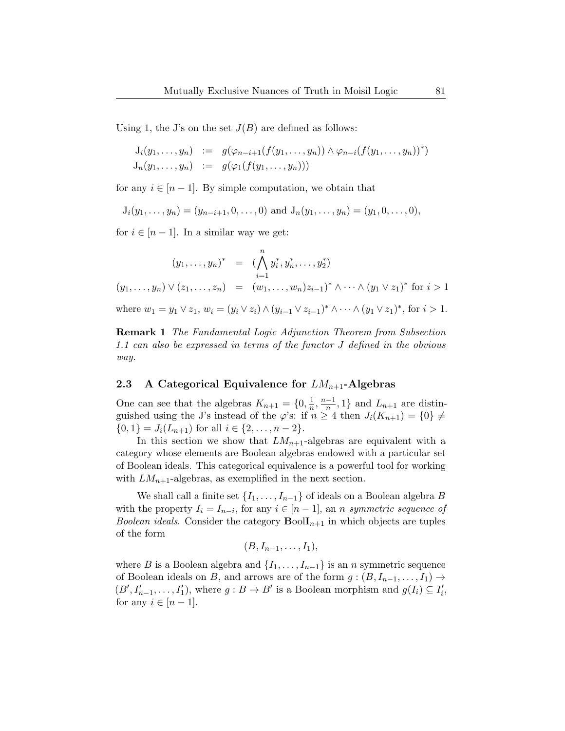Using 1, the J's on the set $J(B)$ are defined as follows:

$$
\begin{aligned}
\mathrm{J}_i(y_1,\ldots,y_n) &:= g(\varphi_{n-i+1}(f(y_1,\ldots,y_n)) \wedge \varphi_{n-i}(f(y_1,\ldots,y_n))^*) \\
\mathrm{J}_n(y_1,\ldots,y_n) &:= g(\varphi_1(f(y_1,\ldots,y_n)))
\end{aligned}
$$

for any $i \in [n-1]$. By simple computation, we obtain that

$$
\mathrm{J}_i(y_1,\ldots,y_n) = (y_{n-i+1}, 0, \ldots, 0) \text{ and } \mathrm{J}_n(y_1,\ldots,y_n) = (y_1, 0, \ldots, 0),
$$

for $i \in [n-1]$. In a similar way we get:

$$
\begin{aligned}
(y_1,\ldots,y_n)^* &= (\bigwedge_{i=1}^{n} y_i^*, y_n^*, \ldots, y_2^*) \\
(y_1,\ldots,y_n) \vee (z_1,\ldots,z_n) &= (w_1,\ldots,w_n) z_{i-1})^* \wedge \cdots \wedge (y_1 \vee z_1)^* \text{ for } i > 1
\end{aligned}
$$

where $w_1 = y_1 \vee z_1$, $w_i = (y_i \vee z_i) \wedge (y_{i-1} \vee z_{i-1})^* \wedge \cdots \wedge (y_1 \vee z_1)^*$, for $i > 1$.

**Remark 1** *The Fundamental Logic Adjunction Theorem from Subsection 1.1 can also be expressed in terms of the functor $J$ defined in the obvious way.*

### 2.3 A Categorical Equivalence for $LM_{n+1}$-Algebras

One can see that the algebras $K_{n+1} = \{0, \frac{1}{n}, \frac{n-1}{n}, 1\}$ and $L_{n+1}$ are distinguished using the J's instead of the $\varphi$'s: if $n \geq 4$ then $J_i(K_{n+1}) = \{0\} \neq \{0,1\} = J_i(L_{n+1})$ for all $i \in \{2, \ldots, n-2\}$.

In this section we show that $LM_{n+1}$-algebras are equivalent with a category whose elements are Boolean algebras endowed with a particular set of Boolean ideals. This categorical equivalence is a powerful tool for working with $LM_{n+1}$-algebras, as exemplified in the next section.

We shall call a finite set $\{I_1, \ldots, I_{n-1}\}$ of ideals on a Boolean algebra $B$ with the property $I_i = I_{n-i}$, for any $i \in [n-1]$, an *$n$ symmetric sequence of Boolean ideals*. Consider the category $\mathbf{BoolI}_{n+1}$ in which objects are tuples of the form

$$
(B, I_{n-1}, \ldots, I_1),
$$

where $B$ is a Boolean algebra and $\{I_1, \ldots, I_{n-1}\}$ is an $n$ symmetric sequence of Boolean ideals on $B$, and arrows are of the form $g : (B, I_{n-1}, \ldots, I_1) \to (B', I'_{n-1}, \ldots, I'_1)$, where $g : B \to B'$ is a Boolean morphism and $g(I_i) \subseteq I'_i$, for any $i \in [n-1]$.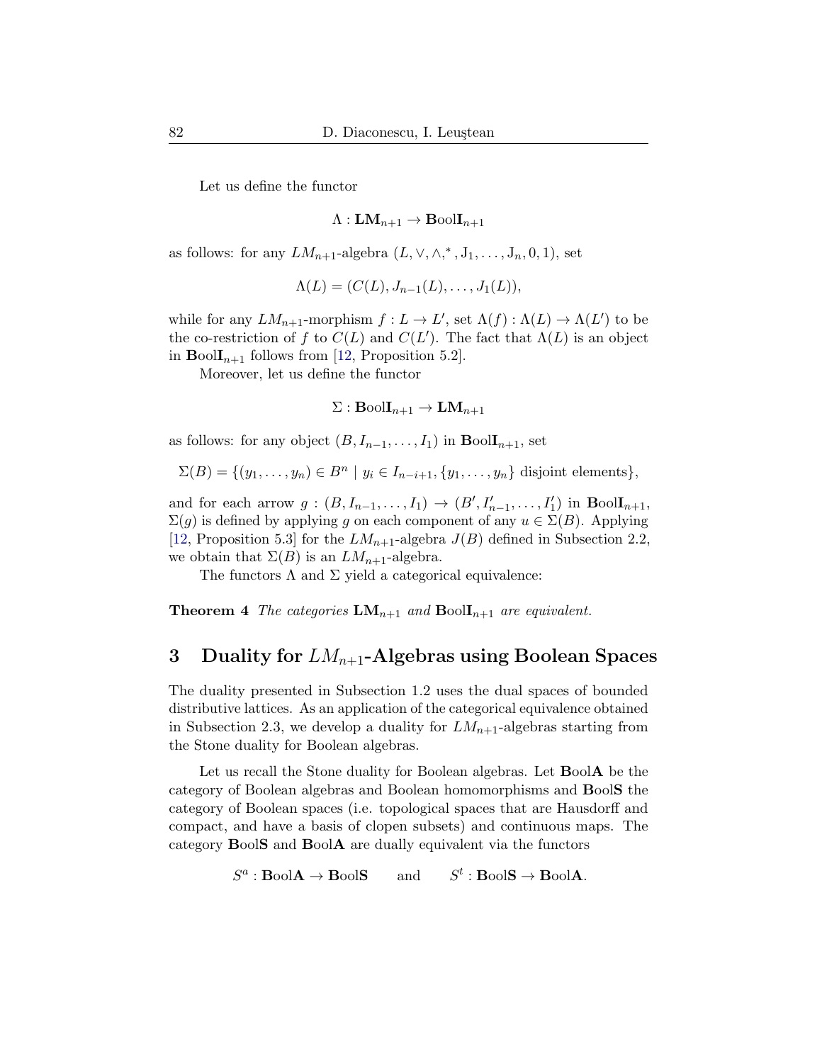Let us define the functor

$$\Lambda : \mathbf{LM}_{n+1} \to \mathbf{B}\text{ool}\mathbf{I}_{n+1}$$

as follows: for any $LM_{n+1}$-algebra $(L, \vee, \wedge, ^*, \mathrm{J}_1, \ldots, \mathrm{J}_n, 0, 1)$, set

$$\Lambda(L) = (C(L), J_{n-1}(L), \ldots, J_1(L)),$$

while for any $LM_{n+1}$-morphism $f : L \to L'$, set $\Lambda(f) : \Lambda(L) \to \Lambda(L')$ to be the co-restriction of $f$ to $C(L)$ and $C(L')$. The fact that $\Lambda(L)$ is an object in $\mathbf{B}\text{ool}\mathbf{I}_{n+1}$ follows from [12, Proposition 5.2].

Moreover, let us define the functor

$$\Sigma : \mathbf{B}\text{ool}\mathbf{I}_{n+1} \to \mathbf{LM}_{n+1}$$

as follows: for any object $(B, I_{n-1}, \ldots, I_1)$ in $\mathbf{B}\text{ool}\mathbf{I}_{n+1}$, set

$$\Sigma(B) = \{(y_1, \ldots, y_n) \in B^n \mid y_i \in I_{n-i+1}, \{y_1, \ldots, y_n\} \text{ disjoint elements}\},$$

and for each arrow $g : (B, I_{n-1}, \ldots, I_1) \to (B', I'_{n-1}, \ldots, I'_1)$ in $\mathbf{B}\text{ool}\mathbf{I}_{n+1}$, $\Sigma(g)$ is defined by applying $g$ on each component of any $u \in \Sigma(B)$. Applying [12, Proposition 5.3] for the $LM_{n+1}$-algebra $J(B)$ defined in Subsection 2.2, we obtain that $\Sigma(B)$ is an $LM_{n+1}$-algebra.

The functors $\Lambda$ and $\Sigma$ yield a categorical equivalence:

**Theorem 4** *The categories $\mathbf{LM}_{n+1}$ and $\mathbf{B}\text{ool}\mathbf{I}_{n+1}$ are equivalent.*

## 3 Duality for $LM_{n+1}$-Algebras using Boolean Spaces

The duality presented in Subsection 1.2 uses the dual spaces of bounded distributive lattices. As an application of the categorical equivalence obtained in Subsection 2.3, we develop a duality for $LM_{n+1}$-algebras starting from the Stone duality for Boolean algebras.

Let us recall the Stone duality for Boolean algebras. Let $\mathbf{B}\text{ool}\mathbf{A}$ be the category of Boolean algebras and Boolean homomorphisms and $\mathbf{B}\text{ool}\mathbf{S}$ the category of Boolean spaces (i.e. topological spaces that are Hausdorff and compact, and have a basis of clopen subsets) and continuous maps. The category $\mathbf{B}\text{ool}\mathbf{S}$ and $\mathbf{B}\text{ool}\mathbf{A}$ are dually equivalent via the functors

$$S^a : \mathbf{B}\text{ool}\mathbf{A} \to \mathbf{B}\text{ool}\mathbf{S} \qquad \text{and} \qquad S^t : \mathbf{B}\text{ool}\mathbf{S} \to \mathbf{B}\text{ool}\mathbf{A}.$$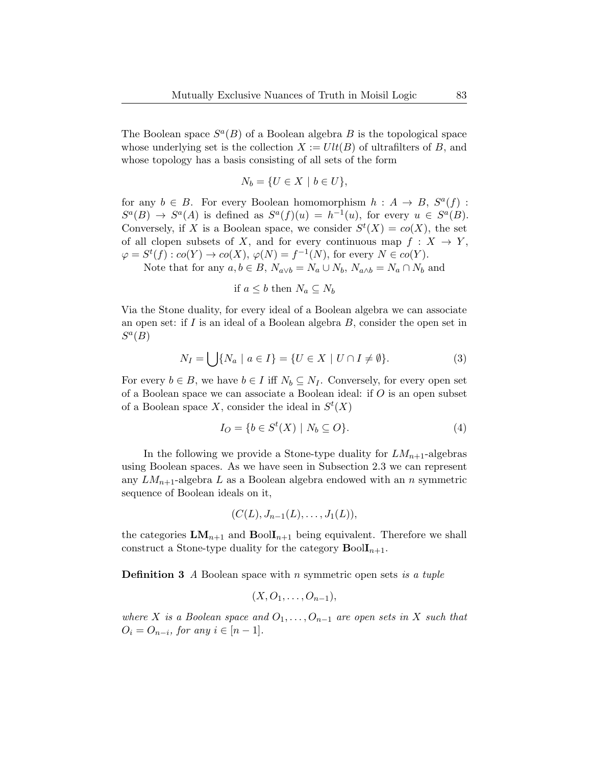The Boolean space $S^a(B)$ of a Boolean algebra $B$ is the topological space whose underlying set is the collection $X := Ult(B)$ of ultrafilters of $B$, and whose topology has a basis consisting of all sets of the form

$$N_b = \{U \in X \mid b \in U\},$$

for any $b \in B$. For every Boolean homomorphism $h : A \to B$, $S^a(f) : S^a(B) \to S^a(A)$ is defined as $S^a(f)(u) = h^{-1}(u)$, for every $u \in S^a(B)$. Conversely, if $X$ is a Boolean space, we consider $S^t(X) = co(X)$, the set of all clopen subsets of $X$, and for every continuous map $f : X \to Y$, $\varphi = S^t(f) : co(Y) \to co(X)$, $\varphi(N) = f^{-1}(N)$, for every $N \in co(Y)$.

Note that for any $a, b \in B$, $N_{a\vee b} = N_a \cup N_b$, $N_{a\wedge b} = N_a \cap N_b$ and

$$\text{if } a \leq b \text{ then } N_a \subseteq N_b$$

Via the Stone duality, for every ideal of a Boolean algebra we can associate an open set: if $I$ is an ideal of a Boolean algebra $B$, consider the open set in $S^a(B)$

$$N_I = \bigcup\{N_a \mid a \in I\} = \{U \in X \mid U \cap I \neq \emptyset\}. \tag{3}$$

For every $b \in B$, we have $b \in I$ iff $N_b \subseteq N_I$. Conversely, for every open set of a Boolean space we can associate a Boolean ideal: if $O$ is an open subset of a Boolean space $X$, consider the ideal in $S^t(X)$

$$I_O = \{b \in S^t(X) \mid N_b \subseteq O\}. \tag{4}$$

In the following we provide a Stone-type duality for $LM_{n+1}$-algebras using Boolean spaces. As we have seen in Subsection 2.3 we can represent any $LM_{n+1}$-algebra $L$ as a Boolean algebra endowed with an $n$ symmetric sequence of Boolean ideals on it,

$$(C(L), J_{n-1}(L), \ldots, J_1(L)),$$

the categories $\mathbf{LM}_{n+1}$ and $\mathbf{B}\text{ool}\mathbf{I}_{n+1}$ being equivalent. Therefore we shall construct a Stone-type duality for the category $\mathbf{B}\text{ool}\mathbf{I}_{n+1}$.

**Definition 3** *A* Boolean space with $n$ symmetric open sets *is a tuple*

$$(X, O_1, \ldots, O_{n-1}),$$

*where $X$ is a Boolean space and $O_1, \ldots, O_{n-1}$ are open sets in $X$ such that $O_i = O_{n-i}$, for any $i \in [n-1]$.*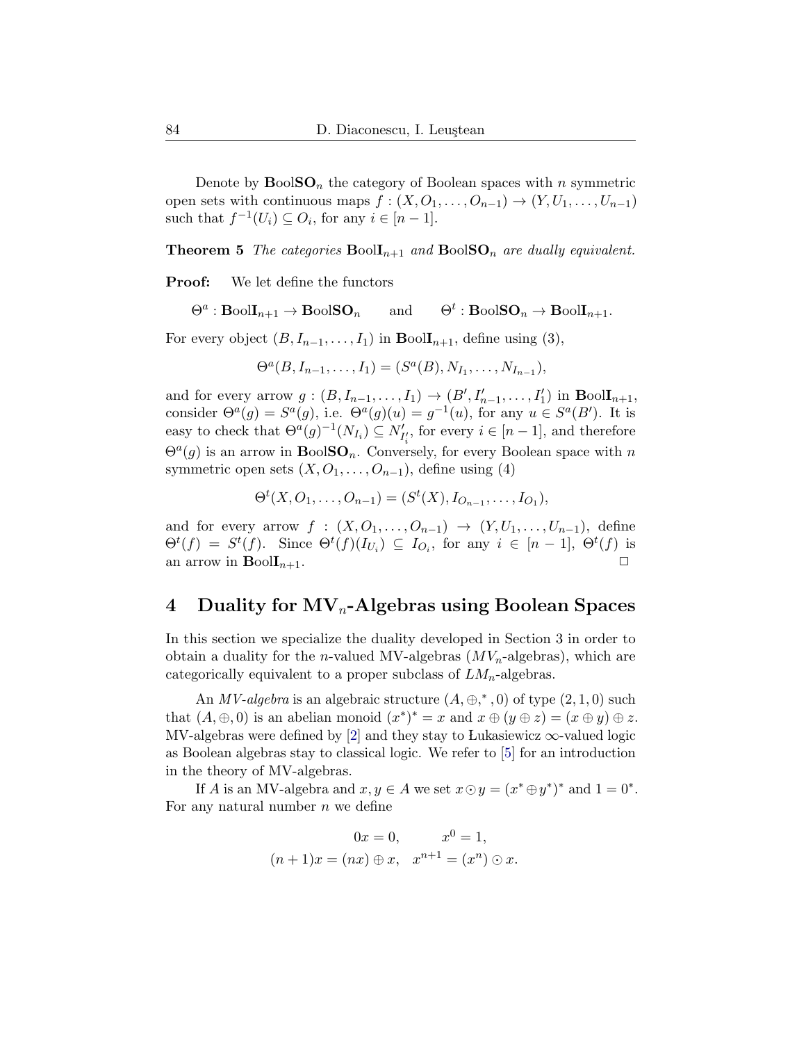Denote by $\mathbf{Bool}\mathbf{SO}_n$ the category of Boolean spaces with $n$ symmetric open sets with continuous maps $f : (X, O_1, \ldots, O_{n-1}) \to (Y, U_1, \ldots, U_{n-1})$ such that $f^{-1}(U_i) \subseteq O_i$, for any $i \in [n-1]$.

**Theorem 5** *The categories $\mathbf{Bool}\mathbf{I}_{n+1}$ and $\mathbf{Bool}\mathbf{SO}_n$ are dually equivalent.*

**Proof:** We let define the functors

$$\Theta^a : \mathbf{Bool}\mathbf{I}_{n+1} \to \mathbf{Bool}\mathbf{SO}_n \qquad \text{and} \qquad \Theta^t : \mathbf{Bool}\mathbf{SO}_n \to \mathbf{Bool}\mathbf{I}_{n+1}.$$

For every object $(B, I_{n-1}, \ldots, I_1)$ in $\mathbf{Bool}\mathbf{I}_{n+1}$, define using (3),

$$\Theta^a(B, I_{n-1}, \ldots, I_1) = (S^a(B), N_{I_1}, \ldots, N_{I_{n-1}}),$$

and for every arrow $g : (B, I_{n-1}, \ldots, I_1) \to (B', I'_{n-1}, \ldots, I'_1)$ in $\mathbf{Bool}\mathbf{I}_{n+1}$, consider $\Theta^a(g) = S^a(g)$, i.e. $\Theta^a(g)(u) = g^{-1}(u)$, for any $u \in S^a(B')$. It is easy to check that $\Theta^a(g)^{-1}(N_{I_i}) \subseteq N'_{I'_i}$, for every $i \in [n-1]$, and therefore $\Theta^a(g)$ is an arrow in $\mathbf{Bool}\mathbf{SO}_n$. Conversely, for every Boolean space with $n$ symmetric open sets $(X, O_1, \ldots, O_{n-1})$, define using (4)

$$\Theta^t(X, O_1, \ldots, O_{n-1}) = (S^t(X), I_{O_{n-1}}, \ldots, I_{O_1}),$$

and for every arrow $f : (X, O_1, \ldots, O_{n-1}) \to (Y, U_1, \ldots, U_{n-1})$, define $\Theta^t(f) = S^t(f)$. Since $\Theta^t(f)(I_{U_i}) \subseteq I_{O_i}$, for any $i \in [n-1]$, $\Theta^t(f)$ is an arrow in $\mathbf{Bool}\mathbf{I}_{n+1}$. □

## 4 Duality for MV$_n$-Algebras using Boolean Spaces

In this section we specialize the duality developed in Section 3 in order to obtain a duality for the $n$-valued MV-algebras ($MV_n$-algebras), which are categorically equivalent to a proper subclass of $LM_n$-algebras.

An *MV-algebra* is an algebraic structure $(A, \oplus, ^*, 0)$ of type $(2, 1, 0)$ such that $(A, \oplus, 0)$ is an abelian monoid $(x^*)^* = x$ and $x \oplus (y \oplus z) = (x \oplus y) \oplus z$. MV-algebras were defined by [2] and they stay to Łukasiewicz $\infty$-valued logic as Boolean algebras stay to classical logic. We refer to [5] for an introduction in the theory of MV-algebras.

If $A$ is an MV-algebra and $x, y \in A$ we set $x \odot y = (x^* \oplus y^*)^*$ and $1 = 0^*$. For any natural number $n$ we define

$$0x = 0, \qquad x^0 = 1,$$
$$(n+1)x = (nx) \oplus x, \quad x^{n+1} = (x^n) \odot x.$$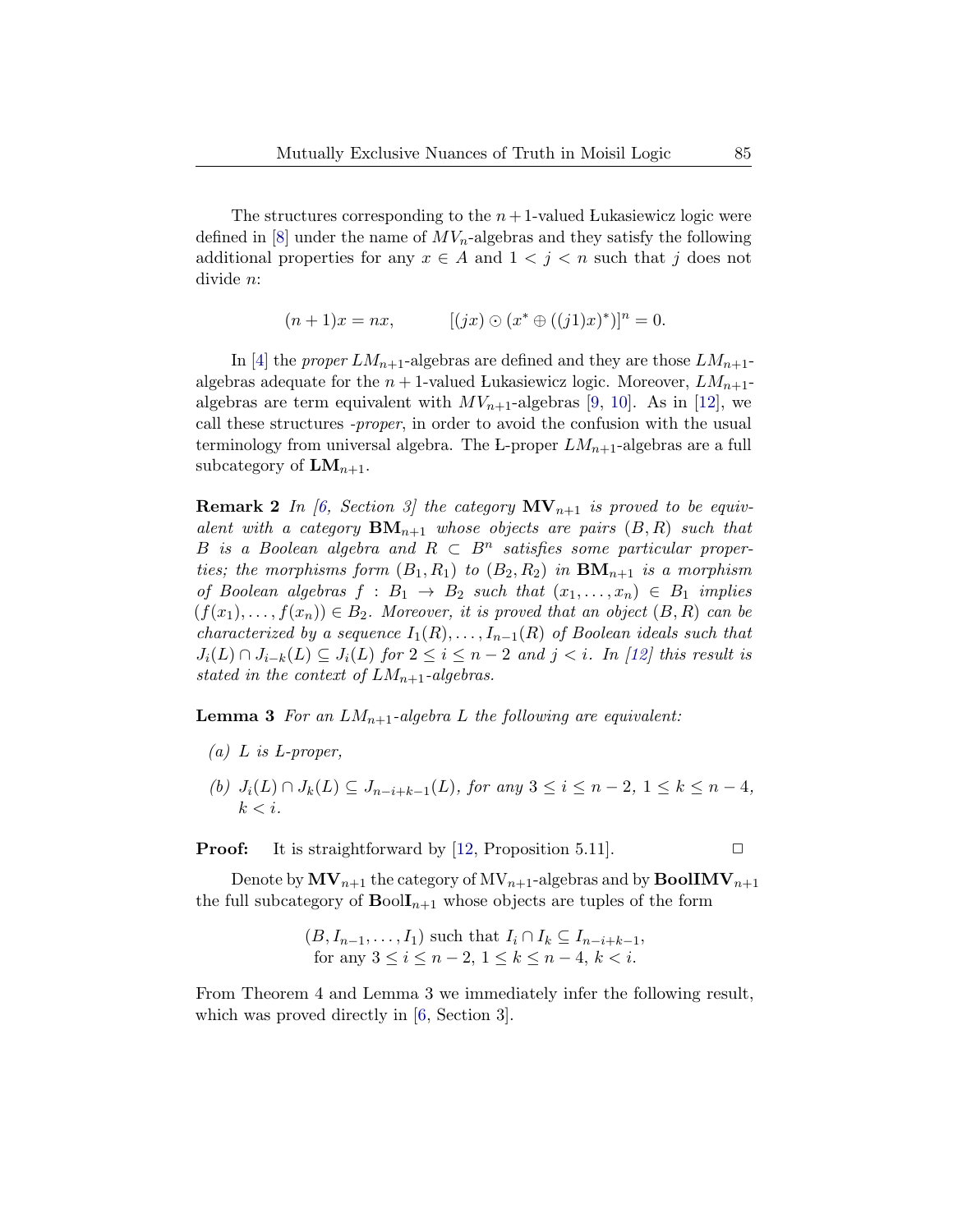The structures corresponding to the $n+1$-valued Łukasiewicz logic were defined in [8] under the name of $MV_n$-algebras and they satisfy the following additional properties for any $x \in A$ and $1 < j < n$ such that $j$ does not divide $n$:

$$(n+1)x = nx, \qquad [(jx) \odot (x^* \oplus ((j1)x)^*)]^n = 0.$$

In [4] the *proper* $LM_{n+1}$-algebras are defined and they are those $LM_{n+1}$-algebras adequate for the $n+1$-valued Łukasiewicz logic. Moreover, $LM_{n+1}$-algebras are term equivalent with $MV_{n+1}$-algebras [9, 10]. As in [12], we call these structures *-proper*, in order to avoid the confusion with the usual terminology from universal algebra. The Ł-proper $LM_{n+1}$-algebras are a full subcategory of $\mathbf{LM}_{n+1}$.

**Remark 2** *In [6, Section 3] the category* $\mathbf{MV}_{n+1}$ *is proved to be equivalent with a category* $\mathbf{BM}_{n+1}$ *whose objects are pairs* $(B, R)$ *such that* $B$ *is a Boolean algebra and* $R \subset B^n$ *satisfies some particular properties; the morphisms form* $(B_1, R_1)$ *to* $(B_2, R_2)$ *in* $\mathbf{BM}_{n+1}$ *is a morphism of Boolean algebras* $f : B_1 \to B_2$ *such that* $(x_1, \ldots, x_n) \in B_1$ *implies* $(f(x_1), \ldots, f(x_n)) \in B_2$*. Moreover, it is proved that an object* $(B, R)$ *can be characterized by a sequence* $I_1(R), \ldots, I_{n-1}(R)$ *of Boolean ideals such that* $J_i(L) \cap J_{i-k}(L) \subseteq J_i(L)$ *for* $2 \leq i \leq n-2$ *and* $j < i$*. In [12] this result is stated in the context of* $LM_{n+1}$*-algebras.*

**Lemma 3** *For an* $LM_{n+1}$*-algebra* $L$ *the following are equivalent:*

*(a)* $L$ *is Ł-proper,*

*(b)* $J_i(L) \cap J_k(L) \subseteq J_{n-i+k-1}(L)$*, for any* $3 \leq i \leq n-2$*,* $1 \leq k \leq n-4$*,* $k < i$*.*

**Proof:** It is straightforward by [12, Proposition 5.11]. $\Box$

Denote by $\mathbf{MV}_{n+1}$ the category of $\mathrm{MV}_{n+1}$-algebras and by $\mathbf{BoolIMV}_{n+1}$ the full subcategory of $\mathbf{BoolI}_{n+1}$ whose objects are tuples of the form

$$(B, I_{n-1}, \ldots, I_1) \text{ such that } I_i \cap I_k \subseteq I_{n-i+k-1},$$
$$\text{for any } 3 \leq i \leq n-2,\ 1 \leq k \leq n-4,\ k < i.$$

From Theorem 4 and Lemma 3 we immediately infer the following result, which was proved directly in [6, Section 3].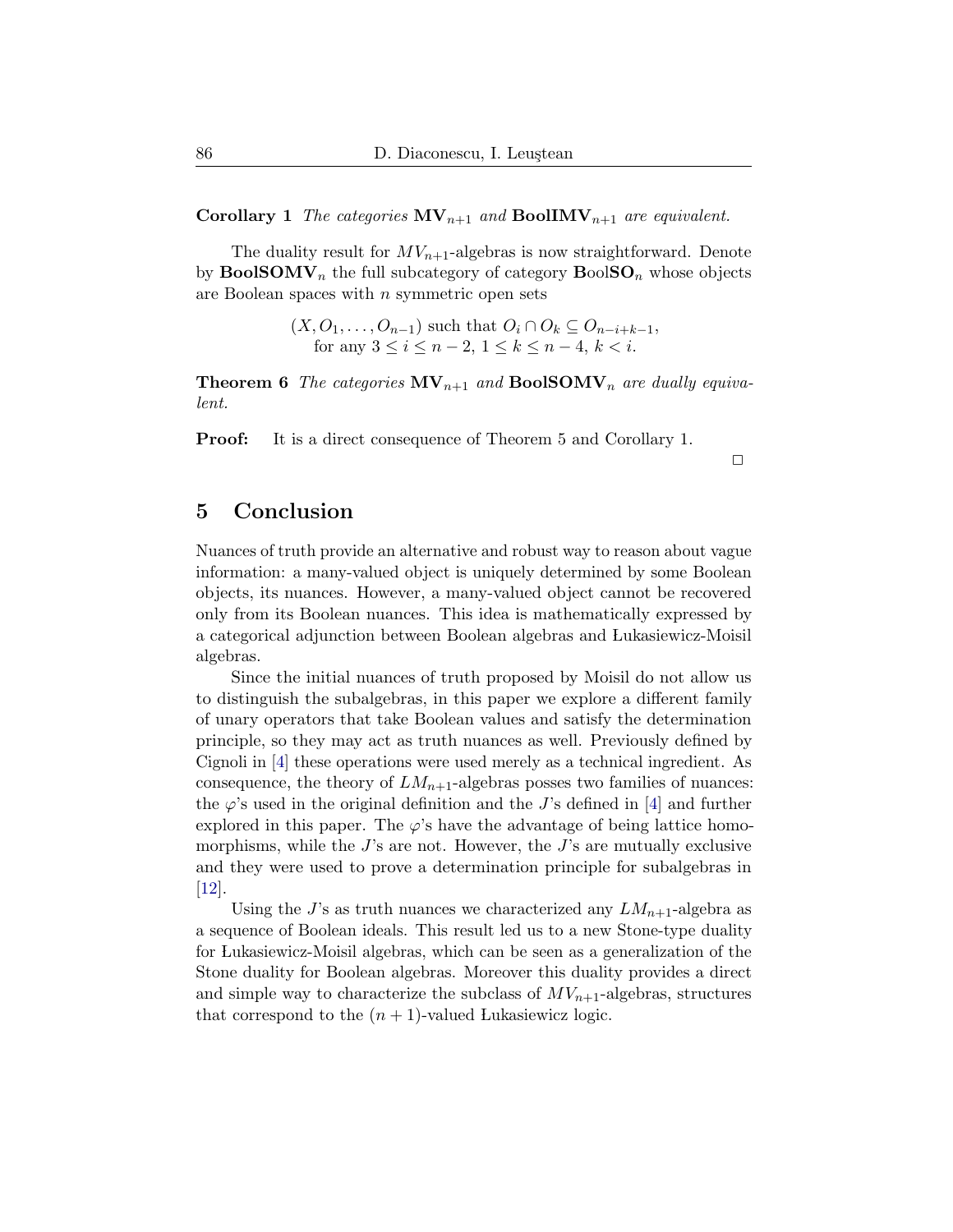**Corollary 1** *The categories* $\mathbf{MV}_{n+1}$ *and* $\mathbf{BoolIMV}_{n+1}$ *are equivalent.*

The duality result for $MV_{n+1}$-algebras is now straightforward. Denote by $\mathbf{BoolSOMV}_n$ the full subcategory of category $\mathbf{B}\text{ool}\mathbf{SO}_n$ whose objects are Boolean spaces with $n$ symmetric open sets

$$(X, O_1, \ldots, O_{n-1}) \text{ such that } O_i \cap O_k \subseteq O_{n-i+k-1}, \\ \text{for any } 3 \leq i \leq n-2,\ 1 \leq k \leq n-4,\ k < i.$$

**Theorem 6** *The categories* $\mathbf{MV}_{n+1}$ *and* $\mathbf{BoolSOMV}_n$ *are dually equivalent.*

**Proof:** It is a direct consequence of Theorem 5 and Corollary 1. □

## 5 Conclusion

Nuances of truth provide an alternative and robust way to reason about vague information: a many-valued object is uniquely determined by some Boolean objects, its nuances. However, a many-valued object cannot be recovered only from its Boolean nuances. This idea is mathematically expressed by a categorical adjunction between Boolean algebras and Łukasiewicz-Moisil algebras.

Since the initial nuances of truth proposed by Moisil do not allow us to distinguish the subalgebras, in this paper we explore a different family of unary operators that take Boolean values and satisfy the determination principle, so they may act as truth nuances as well. Previously defined by Cignoli in [4] these operations were used merely as a technical ingredient. As consequence, the theory of $LM_{n+1}$-algebras posses two families of nuances: the $\varphi$'s used in the original definition and the $J$'s defined in [4] and further explored in this paper. The $\varphi$'s have the advantage of being lattice homomorphisms, while the $J$'s are not. However, the $J$'s are mutually exclusive and they were used to prove a determination principle for subalgebras in [12].

Using the $J$'s as truth nuances we characterized any $LM_{n+1}$-algebra as a sequence of Boolean ideals. This result led us to a new Stone-type duality for Łukasiewicz-Moisil algebras, which can be seen as a generalization of the Stone duality for Boolean algebras. Moreover this duality provides a direct and simple way to characterize the subclass of $MV_{n+1}$-algebras, structures that correspond to the $(n+1)$-valued Łukasiewicz logic.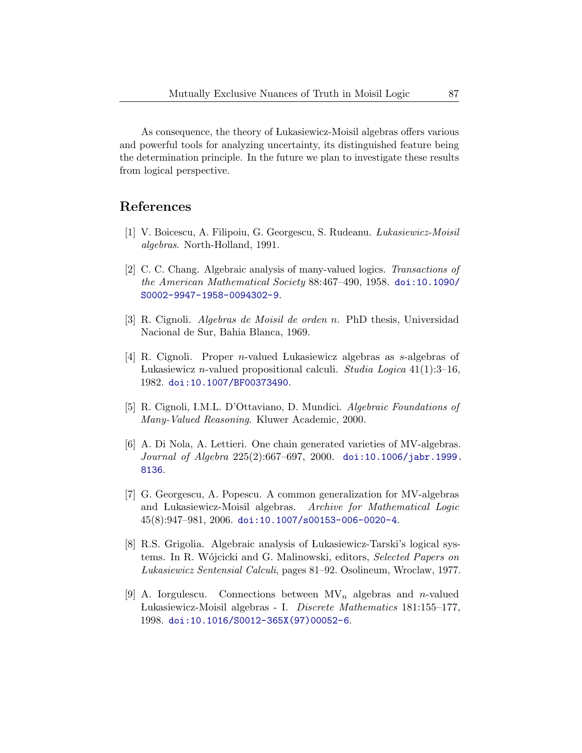As consequence, the theory of Łukasiewicz-Moisil algebras offers various and powerful tools for analyzing uncertainty, its distinguished feature being the determination principle. In the future we plan to investigate these results from logical perspective.

## References

[1] V. Boicescu, A. Filipoiu, G. Georgescu, S. Rudeanu. *Lukasiewicz-Moisil algebras*. North-Holland, 1991.

[2] C. C. Chang. Algebraic analysis of many-valued logics. *Transactions of the American Mathematical Society* 88:467–490, 1958. doi:10.1090/S0002-9947-1958-0094302-9.

[3] R. Cignoli. *Algebras de Moisil de orden n*. PhD thesis, Universidad Nacional de Sur, Bahia Blanca, 1969.

[4] R. Cignoli. Proper $n$-valued Łukasiewicz algebras as $s$-algebras of Łukasiewicz $n$-valued propositional calculi. *Studia Logica* 41(1):3–16, 1982. doi:10.1007/BF00373490.

[5] R. Cignoli, I.M.L. D'Ottaviano, D. Mundici. *Algebraic Foundations of Many-Valued Reasoning*. Kluwer Academic, 2000.

[6] A. Di Nola, A. Lettieri. One chain generated varieties of MV-algebras. *Journal of Algebra* 225(2):667–697, 2000. doi:10.1006/jabr.1999.8136.

[7] G. Georgescu, A. Popescu. A common generalization for MV-algebras and Łukasiewicz-Moisil algebras. *Archive for Mathematical Logic* 45(8):947–981, 2006. doi:10.1007/s00153-006-0020-4.

[8] R.S. Grigolia. Algebraic analysis of Łukasiewicz-Tarski's logical systems. In R. Wójcicki and G. Malinowski, editors, *Selected Papers on Lukasiewicz Sentensial Calculi*, pages 81–92. Osolineum, Wroclaw, 1977.

[9] A. Iorgulescu. Connections between $\mathrm{MV}_n$ algebras and $n$-valued Łukasiewicz-Moisil algebras - I. *Discrete Mathematics* 181:155–177, 1998. doi:10.1016/S0012-365X(97)00052-6.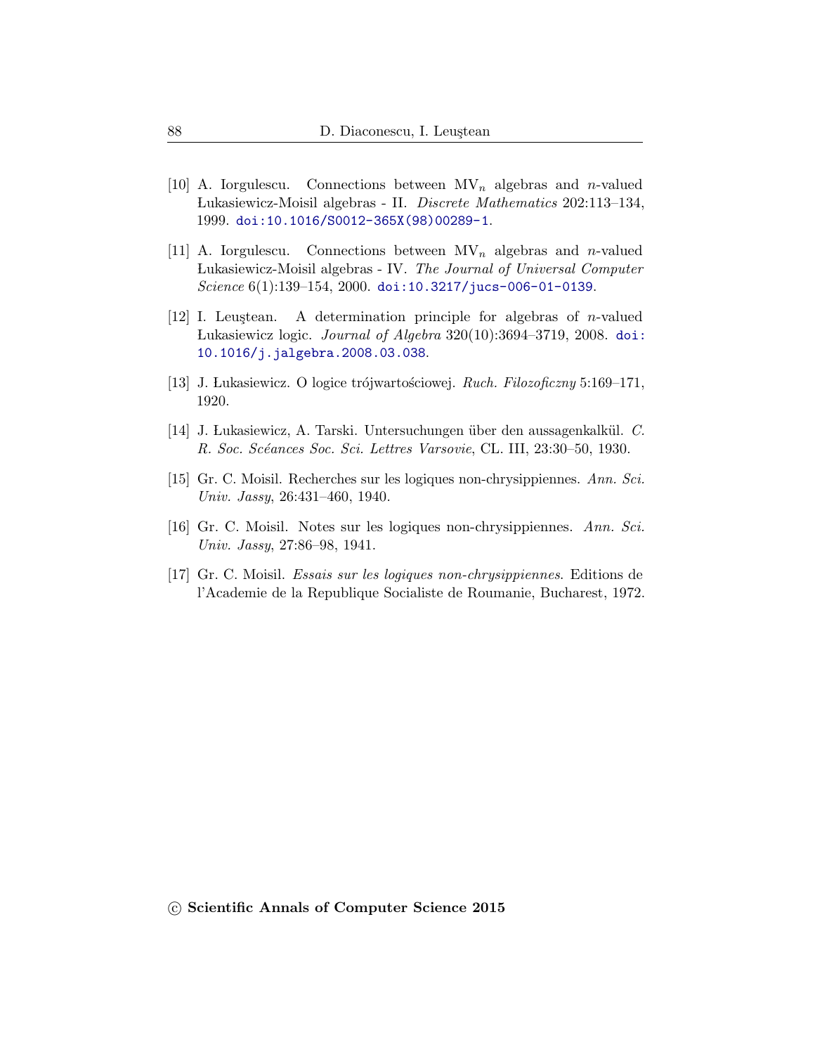[10] A. Iorgulescu. Connections between $\mathrm{MV}_n$ algebras and $n$-valued Łukasiewicz-Moisil algebras - II. *Discrete Mathematics* 202:113–134, 1999. doi:10.1016/S0012-365X(98)00289-1.

[11] A. Iorgulescu. Connections between $\mathrm{MV}_n$ algebras and $n$-valued Łukasiewicz-Moisil algebras - IV. *The Journal of Universal Computer Science* 6(1):139–154, 2000. doi:10.3217/jucs-006-01-0139.

[12] I. Leuştean. A determination principle for algebras of $n$-valued Łukasiewicz logic. *Journal of Algebra* 320(10):3694–3719, 2008. doi:10.1016/j.jalgebra.2008.03.038.

[13] J. Łukasiewicz. O logice trójwartościowej. *Ruch. Filozoficzny* 5:169–171, 1920.

[14] J. Łukasiewicz, A. Tarski. Untersuchungen über den aussagenkalkül. *C. R. Soc. Scéances Soc. Sci. Lettres Varsovie*, CL. III, 23:30–50, 1930.

[15] Gr. C. Moisil. Recherches sur les logiques non-chrysippiennes. *Ann. Sci. Univ. Jassy*, 26:431–460, 1940.

[16] Gr. C. Moisil. Notes sur les logiques non-chrysippiennes. *Ann. Sci. Univ. Jassy*, 27:86–98, 1941.

[17] Gr. C. Moisil. *Essais sur les logiques non-chrysippiennes*. Editions de l'Academie de la Republique Socialiste de Roumanie, Bucharest, 1972.